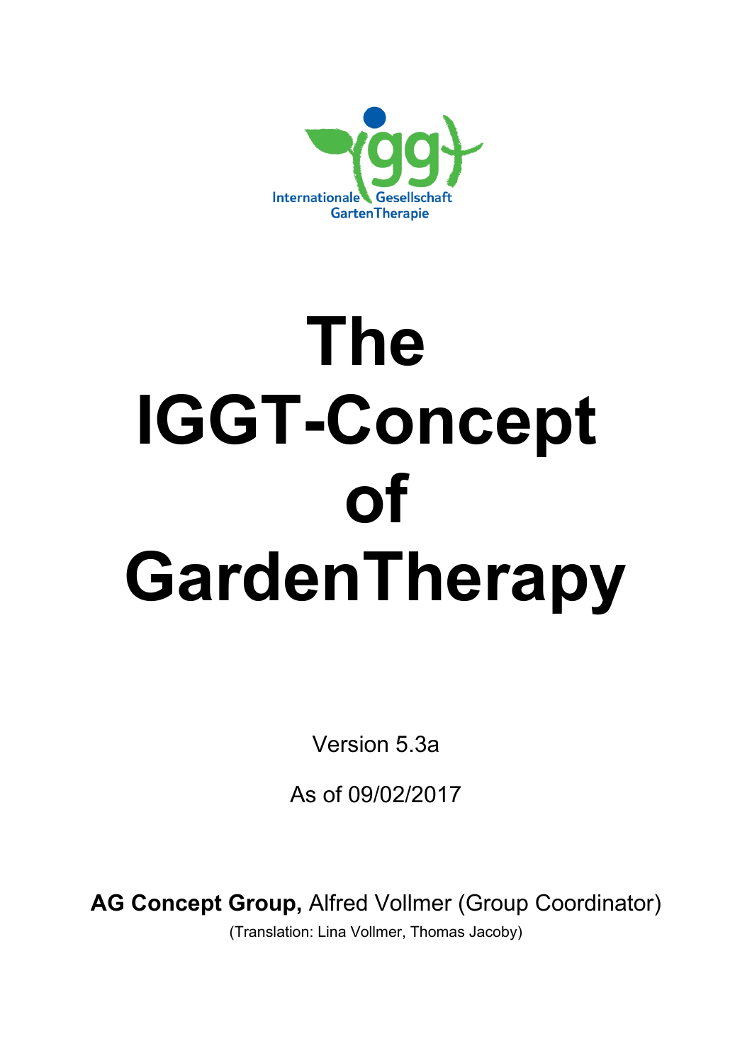Internationale Gesellschaft GartenTherapie

# The IGGT-Concept of GardenTherapy

Version 5.3a

As of 09/02/2017

**AG Concept Group,** Alfred Vollmer (Group Coordinator)

(Translation: Lina Vollmer, Thomas Jacoby)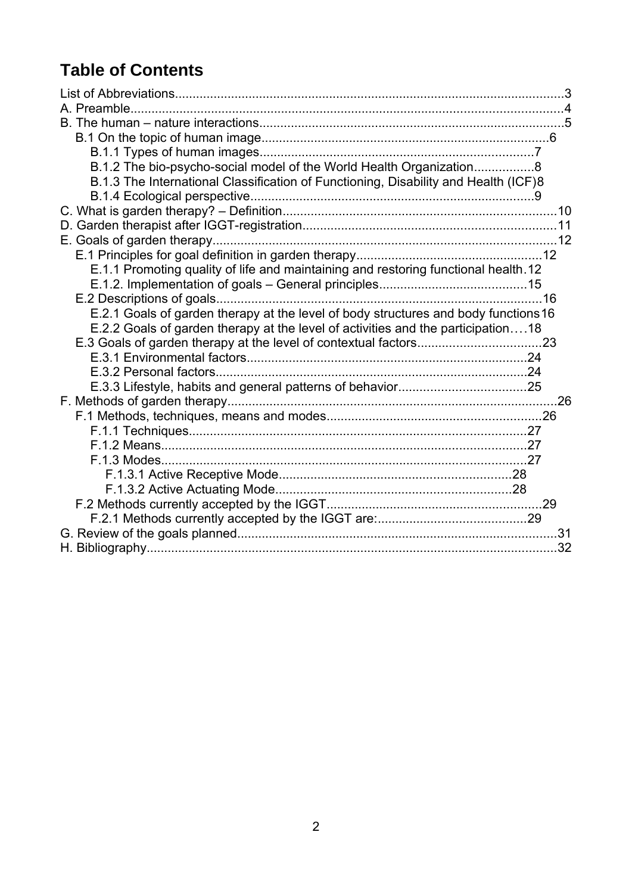# Table of Contents

- List of Abbreviations.....3
- A. Preamble.....4
- B. The human – nature interactions.....5
  - B.1 On the topic of human image.....6
    - B.1.1 Types of human images.....7
    - B.1.2 The bio-psycho-social model of the World Health Organization.....8
    - B.1.3 The International Classification of Functioning, Disability and Health (ICF)8
    - B.1.4 Ecological perspective.....9
- C. What is garden therapy? – Definition.....10
- D. Garden therapist after IGGT-registration.....11
- E. Goals of garden therapy.....12
  - E.1 Principles for goal definition in garden therapy.....12
    - E.1.1 Promoting quality of life and maintaining and restoring functional health.12
    - E.1.2. Implementation of goals – General principles.....15
  - E.2 Descriptions of goals.....16
    - E.2.1 Goals of garden therapy at the level of body structures and body functions16
    - E.2.2 Goals of garden therapy at the level of activities and the participation….18
  - E.3 Goals of garden therapy at the level of contextual factors.....23
    - E.3.1 Environmental factors.....24
    - E.3.2 Personal factors.....24
    - E.3.3 Lifestyle, habits and general patterns of behavior.....25
- F. Methods of garden therapy.....26
  - F.1 Methods, techniques, means and modes.....26
    - F.1.1 Techniques.....27
    - F.1.2 Means.....27
    - F.1.3 Modes.....27
      - F.1.3.1 Active Receptive Mode.....28
      - F.1.3.2 Active Actuating Mode.....28
  - F.2 Methods currently accepted by the IGGT.....29
    - F.2.1 Methods currently accepted by the IGGT are:.....29
- G. Review of the goals planned.....31
- H. Bibliography.....32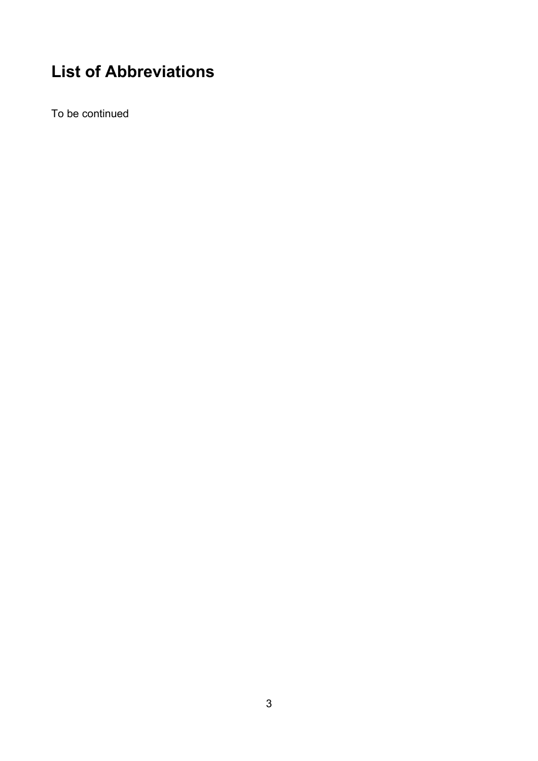# List of Abbreviations

To be continued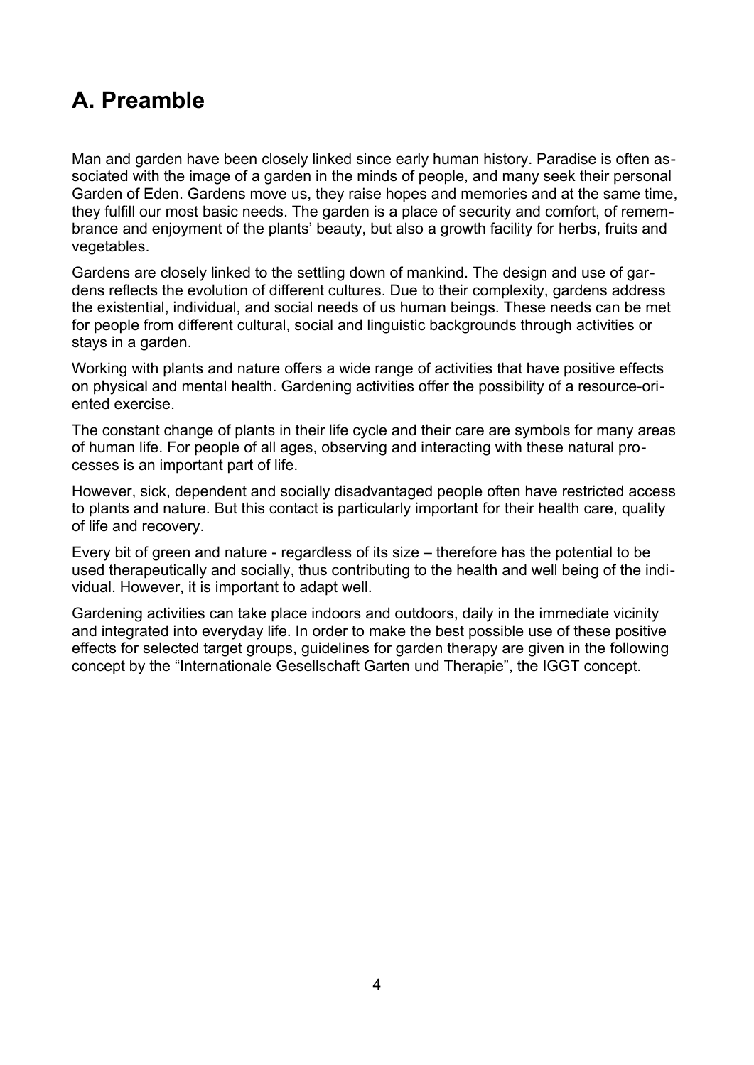# A. Preamble

Man and garden have been closely linked since early human history. Paradise is often associated with the image of a garden in the minds of people, and many seek their personal Garden of Eden. Gardens move us, they raise hopes and memories and at the same time, they fulfill our most basic needs. The garden is a place of security and comfort, of remembrance and enjoyment of the plants' beauty, but also a growth facility for herbs, fruits and vegetables.

Gardens are closely linked to the settling down of mankind. The design and use of gardens reflects the evolution of different cultures. Due to their complexity, gardens address the existential, individual, and social needs of us human beings. These needs can be met for people from different cultural, social and linguistic backgrounds through activities or stays in a garden.

Working with plants and nature offers a wide range of activities that have positive effects on physical and mental health. Gardening activities offer the possibility of a resource-oriented exercise.

The constant change of plants in their life cycle and their care are symbols for many areas of human life. For people of all ages, observing and interacting with these natural processes is an important part of life.

However, sick, dependent and socially disadvantaged people often have restricted access to plants and nature. But this contact is particularly important for their health care, quality of life and recovery.

Every bit of green and nature - regardless of its size – therefore has the potential to be used therapeutically and socially, thus contributing to the health and well being of the individual. However, it is important to adapt well.

Gardening activities can take place indoors and outdoors, daily in the immediate vicinity and integrated into everyday life. In order to make the best possible use of these positive effects for selected target groups, guidelines for garden therapy are given in the following concept by the "Internationale Gesellschaft Garten und Therapie", the IGGT concept.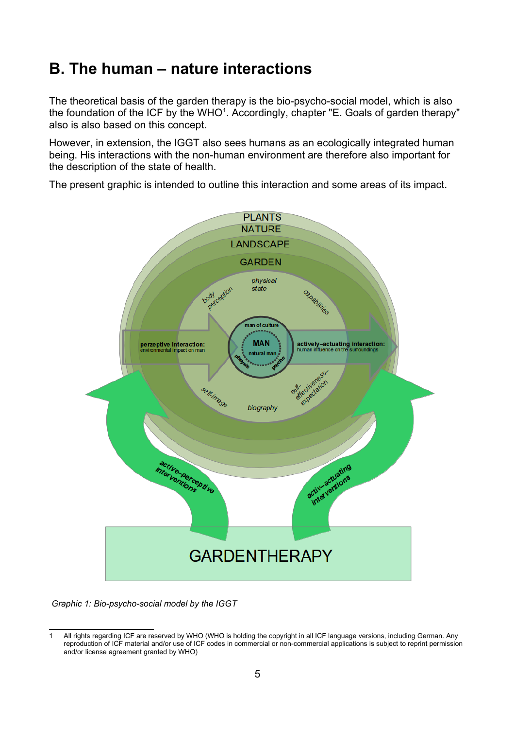## B. The human – nature interactions

The theoretical basis of the garden therapy is the bio-psycho-social model, which is also the foundation of the ICF by the WHO[1]. Accordingly, chapter "E. Goals of garden therapy" also is also based on this concept.

However, in extension, the IGGT also sees humans as an ecologically integrated human being. His interactions with the non-human environment are therefore also important for the description of the state of health.

The present graphic is intended to outline this interaction and some areas of its impact.

PLANTS
NATURE
LANDSCAPE
GARDEN

physical state

body perception

capabilities

man of culture

MAN

natural man

physis

psyche

**perzeptive interaction:** environmental impact on man

**actively–actuating interaction:** human influence on the surroundings

self-image

biography

self-effectiveness-expectation

active–perceptive interventions

activ–actuating interventions

GARDENTHERAPY

*Graphic 1: Bio-psycho-social model by the IGGT*

---

1 All rights regarding ICF are reserved by WHO (WHO is holding the copyright in all ICF language versions, including German. Any reproduction of ICF material and/or use of ICF codes in commercial or non-commercial applications is subject to reprint permission and/or license agreement granted by WHO)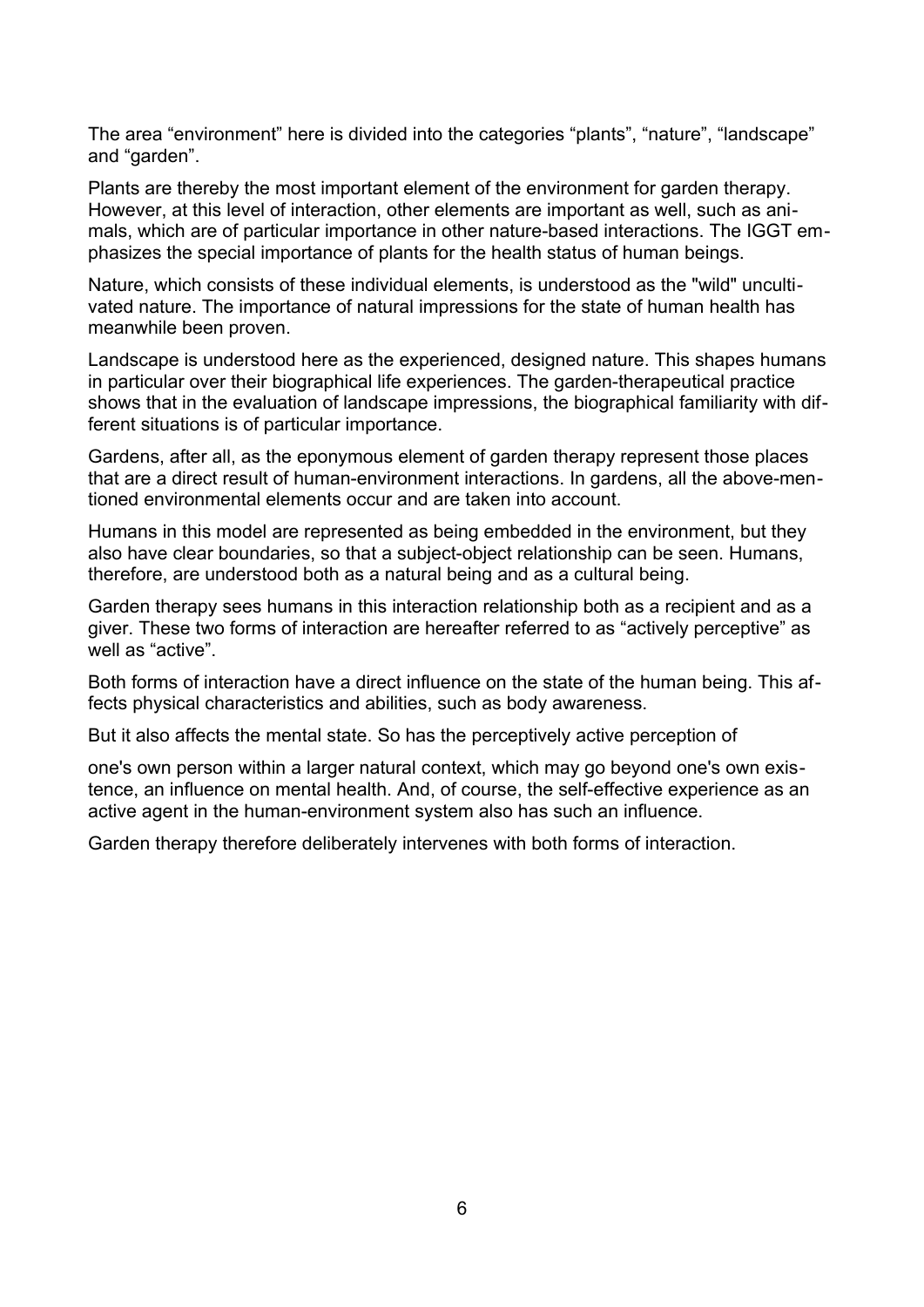The area “environment” here is divided into the categories “plants”, “nature”, “landscape” and “garden”.

Plants are thereby the most important element of the environment for garden therapy. However, at this level of interaction, other elements are important as well, such as animals, which are of particular importance in other nature-based interactions. The IGGT emphasizes the special importance of plants for the health status of human beings.

Nature, which consists of these individual elements, is understood as the "wild" uncultivated nature. The importance of natural impressions for the state of human health has meanwhile been proven.

Landscape is understood here as the experienced, designed nature. This shapes humans in particular over their biographical life experiences. The garden-therapeutical practice shows that in the evaluation of landscape impressions, the biographical familiarity with different situations is of particular importance.

Gardens, after all, as the eponymous element of garden therapy represent those places that are a direct result of human-environment interactions. In gardens, all the above-mentioned environmental elements occur and are taken into account.

Humans in this model are represented as being embedded in the environment, but they also have clear boundaries, so that a subject-object relationship can be seen. Humans, therefore, are understood both as a natural being and as a cultural being.

Garden therapy sees humans in this interaction relationship both as a recipient and as a giver. These two forms of interaction are hereafter referred to as “actively perceptive” as well as “active”.

Both forms of interaction have a direct influence on the state of the human being. This affects physical characteristics and abilities, such as body awareness.

But it also affects the mental state. So has the perceptively active perception of

one's own person within a larger natural context, which may go beyond one's own existence, an influence on mental health. And, of course, the self-effective experience as an active agent in the human-environment system also has such an influence.

Garden therapy therefore deliberately intervenes with both forms of interaction.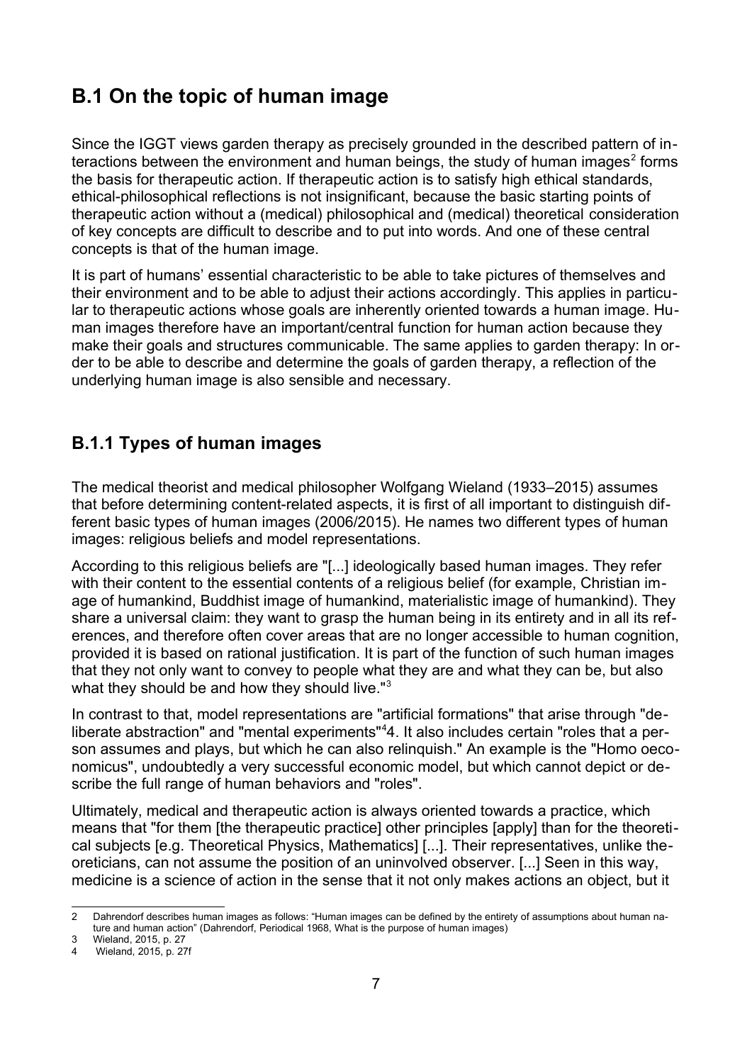## B.1 On the topic of human image

Since the IGGT views garden therapy as precisely grounded in the described pattern of interactions between the environment and human beings, the study of human images[2] forms the basis for therapeutic action. If therapeutic action is to satisfy high ethical standards, ethical-philosophical reflections is not insignificant, because the basic starting points of therapeutic action without a (medical) philosophical and (medical) theoretical consideration of key concepts are difficult to describe and to put into words. And one of these central concepts is that of the human image.

It is part of humans' essential characteristic to be able to take pictures of themselves and their environment and to be able to adjust their actions accordingly. This applies in particular to therapeutic actions whose goals are inherently oriented towards a human image. Human images therefore have an important/central function for human action because they make their goals and structures communicable. The same applies to garden therapy: In order to be able to describe and determine the goals of garden therapy, a reflection of the underlying human image is also sensible and necessary.

### B.1.1 Types of human images

The medical theorist and medical philosopher Wolfgang Wieland (1933–2015) assumes that before determining content-related aspects, it is first of all important to distinguish different basic types of human images (2006/2015). He names two different types of human images: religious beliefs and model representations.

According to this religious beliefs are "[...] ideologically based human images. They refer with their content to the essential contents of a religious belief (for example, Christian image of humankind, Buddhist image of humankind, materialistic image of humankind). They share a universal claim: they want to grasp the human being in its entirety and in all its references, and therefore often cover areas that are no longer accessible to human cognition, provided it is based on rational justification. It is part of the function of such human images that they not only want to convey to people what they are and what they can be, but also what they should be and how they should live."[3]

In contrast to that, model representations are "artificial formations" that arise through "deliberate abstraction" and "mental experiments"[4]4. It also includes certain "roles that a person assumes and plays, but which he can also relinquish." An example is the "Homo oeconomicus", undoubtedly a very successful economic model, but which cannot depict or describe the full range of human behaviors and "roles".

Ultimately, medical and therapeutic action is always oriented towards a practice, which means that "for them [the therapeutic practice] other principles [apply] than for the theoretical subjects [e.g. Theoretical Physics, Mathematics] [...]. Their representatives, unlike theoreticians, can not assume the position of an uninvolved observer. [...] Seen in this way, medicine is a science of action in the sense that it not only makes actions an object, but it

---

2 Dahrendorf describes human images as follows: "Human images can be defined by the entirety of assumptions about human nature and human action" (Dahrendorf, Periodical 1968, What is the purpose of human images)

3 Wieland, 2015, p. 27

4 Wieland, 2015, p. 27f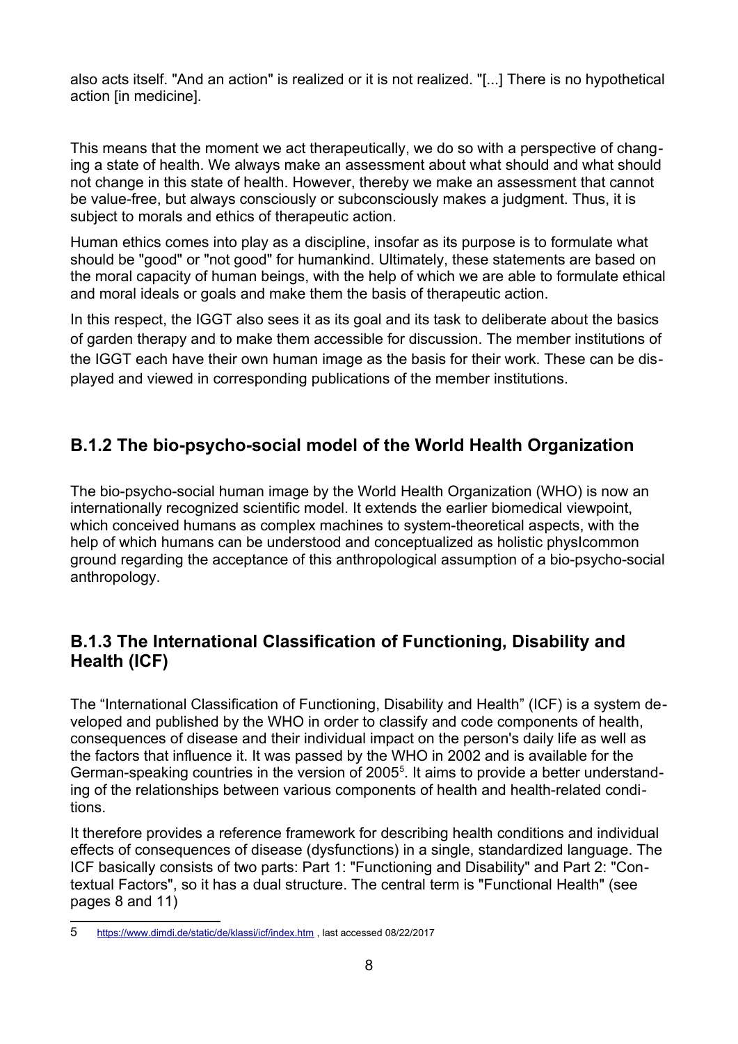also acts itself. "And an action" is realized or it is not realized. "[...] There is no hypothetical action [in medicine].

This means that the moment we act therapeutically, we do so with a perspective of changing a state of health. We always make an assessment about what should and what should not change in this state of health. However, thereby we make an assessment that cannot be value-free, but always consciously or subconsciously makes a judgment. Thus, it is subject to morals and ethics of therapeutic action.

Human ethics comes into play as a discipline, insofar as its purpose is to formulate what should be "good" or "not good" for humankind. Ultimately, these statements are based on the moral capacity of human beings, with the help of which we are able to formulate ethical and moral ideals or goals and make them the basis of therapeutic action.

In this respect, the IGGT also sees it as its goal and its task to deliberate about the basics of garden therapy and to make them accessible for discussion. The member institutions of the IGGT each have their own human image as the basis for their work. These can be displayed and viewed in corresponding publications of the member institutions.

## B.1.2 The bio-psycho-social model of the World Health Organization

The bio-psycho-social human image by the World Health Organization (WHO) is now an internationally recognized scientific model. It extends the earlier biomedical viewpoint, which conceived humans as complex machines to system-theoretical aspects, with the help of which humans can be understood and conceptualized as holistic physIcommon ground regarding the acceptance of this anthropological assumption of a bio-psycho-social anthropology.

## B.1.3 The International Classification of Functioning, Disability and Health (ICF)

The "International Classification of Functioning, Disability and Health" (ICF) is a system developed and published by the WHO in order to classify and code components of health, consequences of disease and their individual impact on the person's daily life as well as the factors that influence it. It was passed by the WHO in 2002 and is available for the German-speaking countries in the version of 2005[5]. It aims to provide a better understanding of the relationships between various components of health and health-related conditions.

It therefore provides a reference framework for describing health conditions and individual effects of consequences of disease (dysfunctions) in a single, standardized language. The ICF basically consists of two parts: Part 1: "Functioning and Disability" and Part 2: "Contextual Factors", so it has a dual structure. The central term is "Functional Health" (see pages 8 and 11)

---

5 https://www.dimdi.de/static/de/klassi/icf/index.htm , last accessed 08/22/2017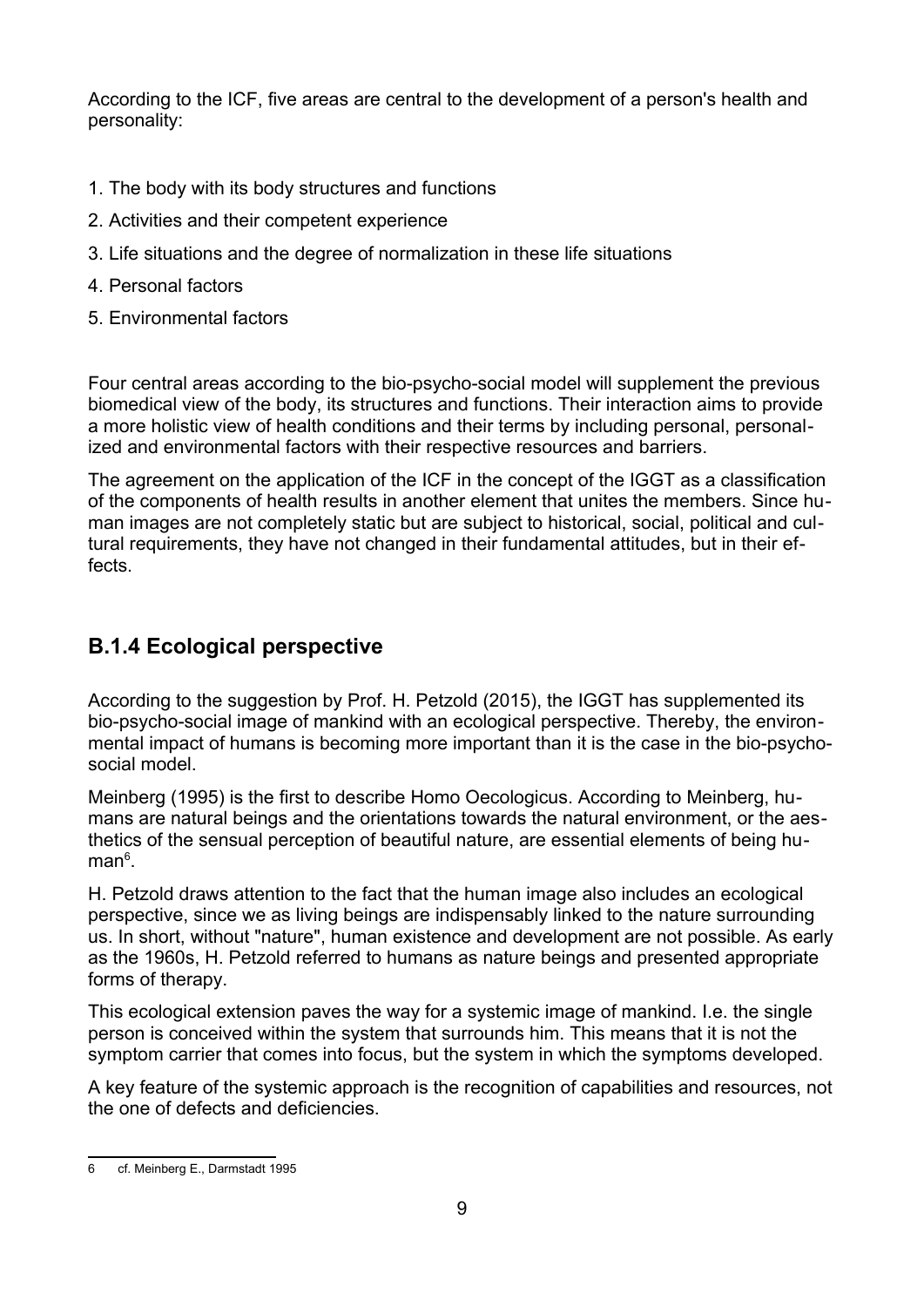According to the ICF, five areas are central to the development of a person's health and personality:

1. The body with its body structures and functions
2. Activities and their competent experience
3. Life situations and the degree of normalization in these life situations
4. Personal factors
5. Environmental factors

Four central areas according to the bio-psycho-social model will supplement the previous biomedical view of the body, its structures and functions. Their interaction aims to provide a more holistic view of health conditions and their terms by including personal, personalized and environmental factors with their respective resources and barriers.

The agreement on the application of the ICF in the concept of the IGGT as a classification of the components of health results in another element that unites the members. Since human images are not completely static but are subject to historical, social, political and cultural requirements, they have not changed in their fundamental attitudes, but in their effects.

## B.1.4 Ecological perspective

According to the suggestion by Prof. H. Petzold (2015), the IGGT has supplemented its bio-psycho-social image of mankind with an ecological perspective. Thereby, the environmental impact of humans is becoming more important than it is the case in the bio-psycho-social model.

Meinberg (1995) is the first to describe Homo Oecologicus. According to Meinberg, humans are natural beings and the orientations towards the natural environment, or the aesthetics of the sensual perception of beautiful nature, are essential elements of being human[6].

H. Petzold draws attention to the fact that the human image also includes an ecological perspective, since we as living beings are indispensably linked to the nature surrounding us. In short, without "nature", human existence and development are not possible. As early as the 1960s, H. Petzold referred to humans as nature beings and presented appropriate forms of therapy.

This ecological extension paves the way for a systemic image of mankind. I.e. the single person is conceived within the system that surrounds him. This means that it is not the symptom carrier that comes into focus, but the system in which the symptoms developed.

A key feature of the systemic approach is the recognition of capabilities and resources, not the one of defects and deficiencies.

---

6 cf. Meinberg E., Darmstadt 1995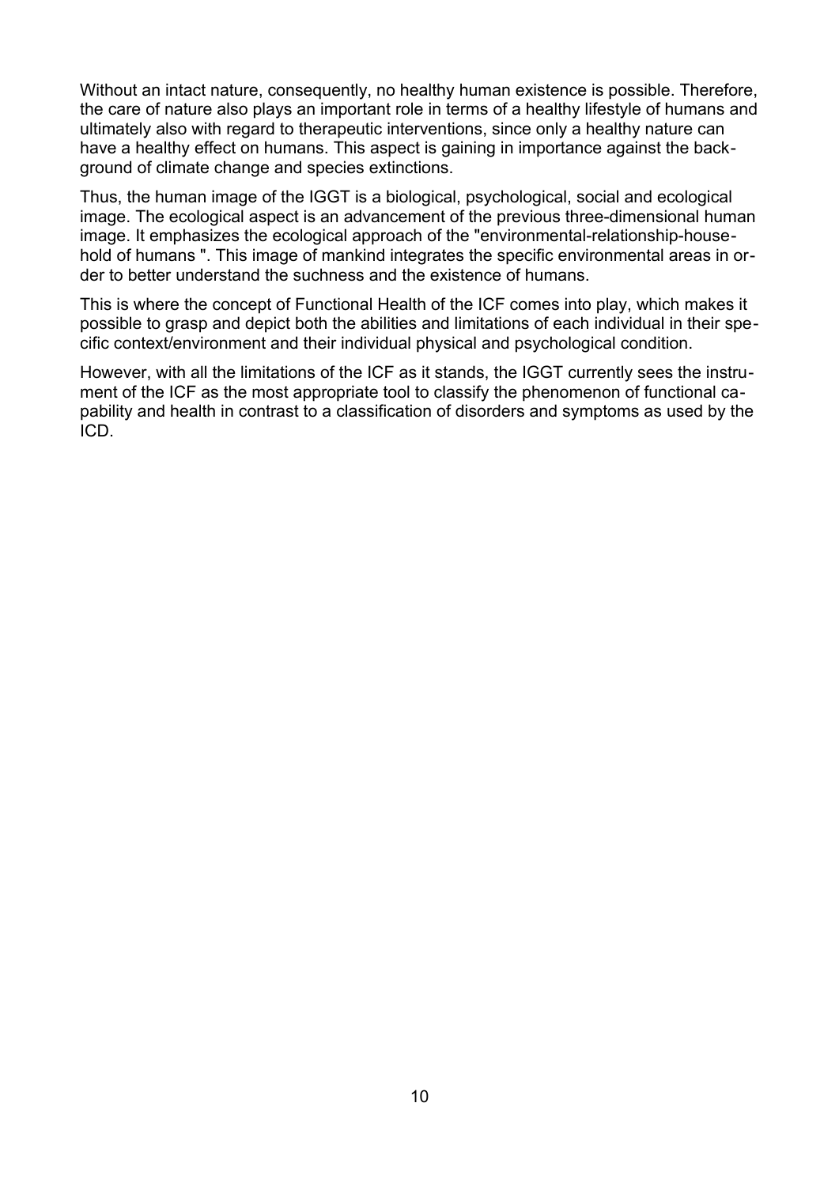Without an intact nature, consequently, no healthy human existence is possible. Therefore, the care of nature also plays an important role in terms of a healthy lifestyle of humans and ultimately also with regard to therapeutic interventions, since only a healthy nature can have a healthy effect on humans. This aspect is gaining in importance against the background of climate change and species extinctions.

Thus, the human image of the IGGT is a biological, psychological, social and ecological image. The ecological aspect is an advancement of the previous three-dimensional human image. It emphasizes the ecological approach of the "environmental-relationship-household of humans ". This image of mankind integrates the specific environmental areas in order to better understand the suchness and the existence of humans.

This is where the concept of Functional Health of the ICF comes into play, which makes it possible to grasp and depict both the abilities and limitations of each individual in their specific context/environment and their individual physical and psychological condition.

However, with all the limitations of the ICF as it stands, the IGGT currently sees the instrument of the ICF as the most appropriate tool to classify the phenomenon of functional capability and health in contrast to a classification of disorders and symptoms as used by the ICD.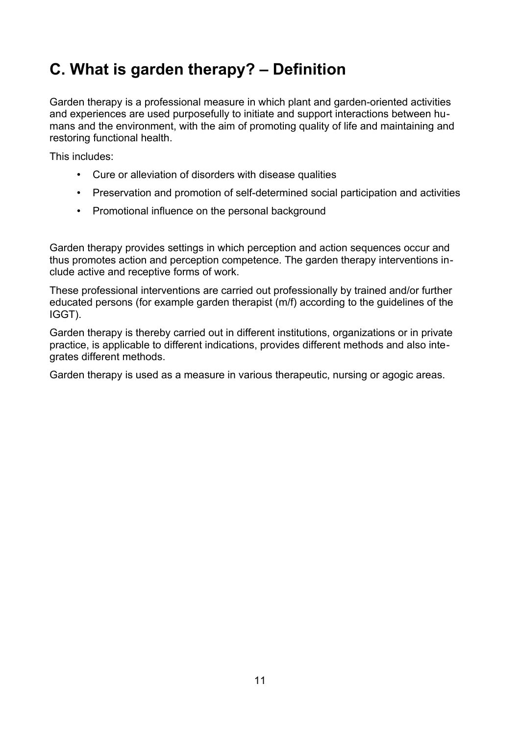## C. What is garden therapy? – Definition

Garden therapy is a professional measure in which plant and garden-oriented activities and experiences are used purposefully to initiate and support interactions between humans and the environment, with the aim of promoting quality of life and maintaining and restoring functional health.

This includes:

- Cure or alleviation of disorders with disease qualities
- Preservation and promotion of self-determined social participation and activities
- Promotional influence on the personal background

Garden therapy provides settings in which perception and action sequences occur and thus promotes action and perception competence. The garden therapy interventions include active and receptive forms of work.

These professional interventions are carried out professionally by trained and/or further educated persons (for example garden therapist (m/f) according to the guidelines of the IGGT).

Garden therapy is thereby carried out in different institutions, organizations or in private practice, is applicable to different indications, provides different methods and also integrates different methods.

Garden therapy is used as a measure in various therapeutic, nursing or agogic areas.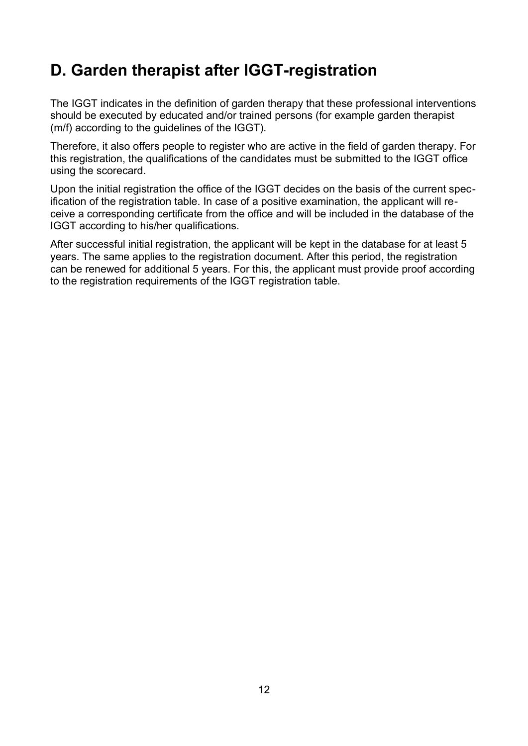## D. Garden therapist after IGGT-registration

The IGGT indicates in the definition of garden therapy that these professional interventions should be executed by educated and/or trained persons (for example garden therapist (m/f) according to the guidelines of the IGGT).

Therefore, it also offers people to register who are active in the field of garden therapy. For this registration, the qualifications of the candidates must be submitted to the IGGT office using the scorecard.

Upon the initial registration the office of the IGGT decides on the basis of the current specification of the registration table. In case of a positive examination, the applicant will receive a corresponding certificate from the office and will be included in the database of the IGGT according to his/her qualifications.

After successful initial registration, the applicant will be kept in the database for at least 5 years. The same applies to the registration document. After this period, the registration can be renewed for additional 5 years. For this, the applicant must provide proof according to the registration requirements of the IGGT registration table.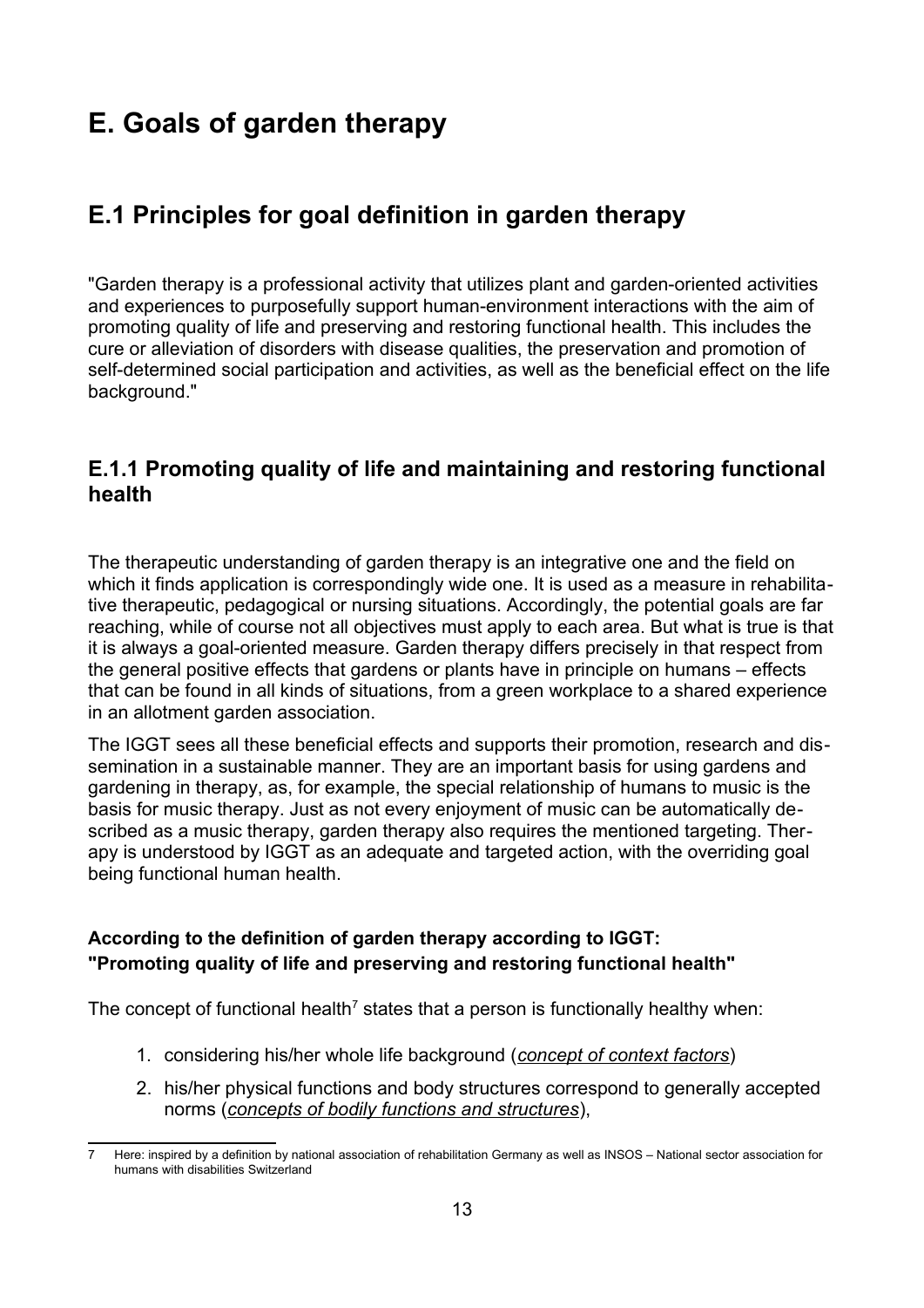# E. Goals of garden therapy

## E.1 Principles for goal definition in garden therapy

"Garden therapy is a professional activity that utilizes plant and garden-oriented activities and experiences to purposefully support human-environment interactions with the aim of promoting quality of life and preserving and restoring functional health. This includes the cure or alleviation of disorders with disease qualities, the preservation and promotion of self-determined social participation and activities, as well as the beneficial effect on the life background."

### E.1.1 Promoting quality of life and maintaining and restoring functional health

The therapeutic understanding of garden therapy is an integrative one and the field on which it finds application is correspondingly wide one. It is used as a measure in rehabilitative therapeutic, pedagogical or nursing situations. Accordingly, the potential goals are far reaching, while of course not all objectives must apply to each area. But what is true is that it is always a goal-oriented measure. Garden therapy differs precisely in that respect from the general positive effects that gardens or plants have in principle on humans – effects that can be found in all kinds of situations, from a green workplace to a shared experience in an allotment garden association.

The IGGT sees all these beneficial effects and supports their promotion, research and dissemination in a sustainable manner. They are an important basis for using gardens and gardening in therapy, as, for example, the special relationship of humans to music is the basis for music therapy. Just as not every enjoyment of music can be automatically described as a music therapy, garden therapy also requires the mentioned targeting. Therapy is understood by IGGT as an adequate and targeted action, with the overriding goal being functional human health.

**According to the definition of garden therapy according to IGGT:**
**"Promoting quality of life and preserving and restoring functional health"**

The concept of functional health[7] states that a person is functionally healthy when:

1. considering his/her whole life background (*concept of context factors*)
2. his/her physical functions and body structures correspond to generally accepted norms (*concepts of bodily functions and structures*),

[7] Here: inspired by a definition by national association of rehabilitation Germany as well as INSOS – National sector association for humans with disabilities Switzerland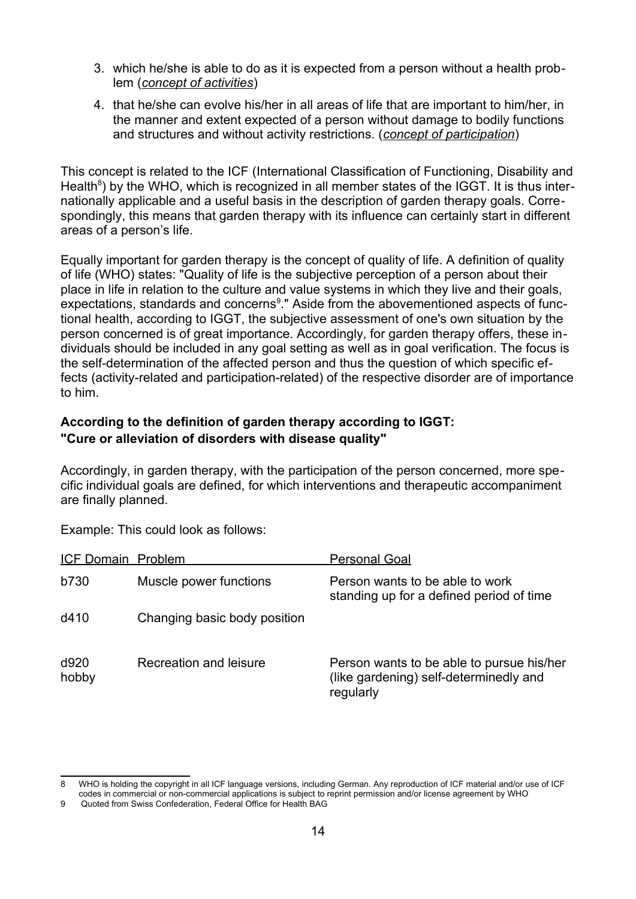3. which he/she is able to do as it is expected from a person without a health problem (*concept of activities*)
4. that he/she can evolve his/her in all areas of life that are important to him/her, in the manner and extent expected of a person without damage to bodily functions and structures and without activity restrictions. (*concept of participation*)

This concept is related to the ICF (International Classification of Functioning, Disability and Health[8]) by the WHO, which is recognized in all member states of the IGGT. It is thus internationally applicable and a useful basis in the description of garden therapy goals. Correspondingly, this means that garden therapy with its influence can certainly start in different areas of a person's life.

Equally important for garden therapy is the concept of quality of life. A definition of quality of life (WHO) states: "Quality of life is the subjective perception of a person about their place in life in relation to the culture and value systems in which they live and their goals, expectations, standards and concerns[9]." Aside from the abovementioned aspects of functional health, according to IGGT, the subjective assessment of one's own situation by the person concerned is of great importance. Accordingly, for garden therapy offers, these individuals should be included in any goal setting as well as in goal verification. The focus is the self-determination of the affected person and thus the question of which specific effects (activity-related and participation-related) of the respective disorder are of importance to him.

**According to the definition of garden therapy according to IGGT:**
**"Cure or alleviation of disorders with disease quality"**

Accordingly, in garden therapy, with the participation of the person concerned, more specific individual goals are defined, for which interventions and therapeutic accompaniment are finally planned.

Example: This could look as follows:

| ICF Domain | Problem | Personal Goal |
|---|---|---|
| b730 | Muscle power functions | Person wants to be able to work standing up for a defined period of time |
| d410 | Changing basic body position | |
| d920 hobby | Recreation and leisure | Person wants to be able to pursue his/her (like gardening) self-determinedly and regularly |

---

8 WHO is holding the copyright in all ICF language versions, including German. Any reproduction of ICF material and/or use of ICF codes in commercial or non-commercial applications is subject to reprint permission and/or license agreement by WHO

9 Quoted from Swiss Confederation, Federal Office for Health BAG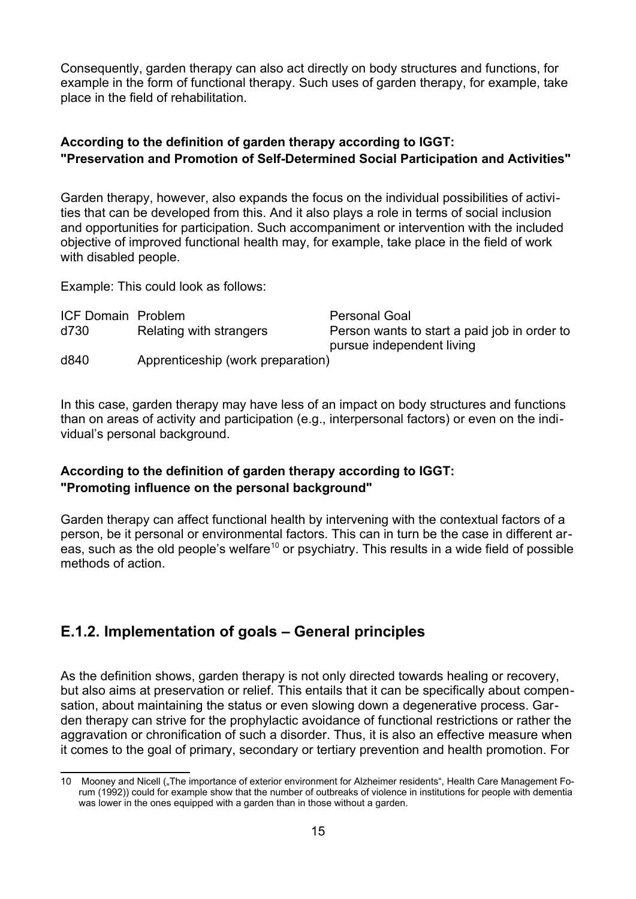Consequently, garden therapy can also act directly on body structures and functions, for example in the form of functional therapy. Such uses of garden therapy, for example, take place in the field of rehabilitation.

**According to the definition of garden therapy according to IGGT: "Preservation and Promotion of Self-Determined Social Participation and Activities"**

Garden therapy, however, also expands the focus on the individual possibilities of activities that can be developed from this. And it also plays a role in terms of social inclusion and opportunities for participation. Such accompaniment or intervention with the included objective of improved functional health may, for example, take place in the field of work with disabled people.

Example: This could look as follows:

| ICF Domain | Problem | Personal Goal |
|---|---|---|
| d730 | Relating with strangers | Person wants to start a paid job in order to pursue independent living |
| d840 | Apprenticeship (work preparation) | |

In this case, garden therapy may have less of an impact on body structures and functions than on areas of activity and participation (e.g., interpersonal factors) or even on the individual's personal background.

**According to the definition of garden therapy according to IGGT: "Promoting influence on the personal background"**

Garden therapy can affect functional health by intervening with the contextual factors of a person, be it personal or environmental factors. This can in turn be the case in different areas, such as the old people's welfare[10] or psychiatry. This results in a wide field of possible methods of action.

## E.1.2. Implementation of goals – General principles

As the definition shows, garden therapy is not only directed towards healing or recovery, but also aims at preservation or relief. This entails that it can be specifically about compensation, about maintaining the status or even slowing down a degenerative process. Garden therapy can strive for the prophylactic avoidance of functional restrictions or rather the aggravation or chronification of such a disorder. Thus, it is also an effective measure when it comes to the goal of primary, secondary or tertiary prevention and health promotion. For

---

10 Mooney and Nicell („The importance of exterior environment for Alzheimer residents", Health Care Management Forum (1992)) could for example show that the number of outbreaks of violence in institutions for people with dementia was lower in the ones equipped with a garden than in those without a garden.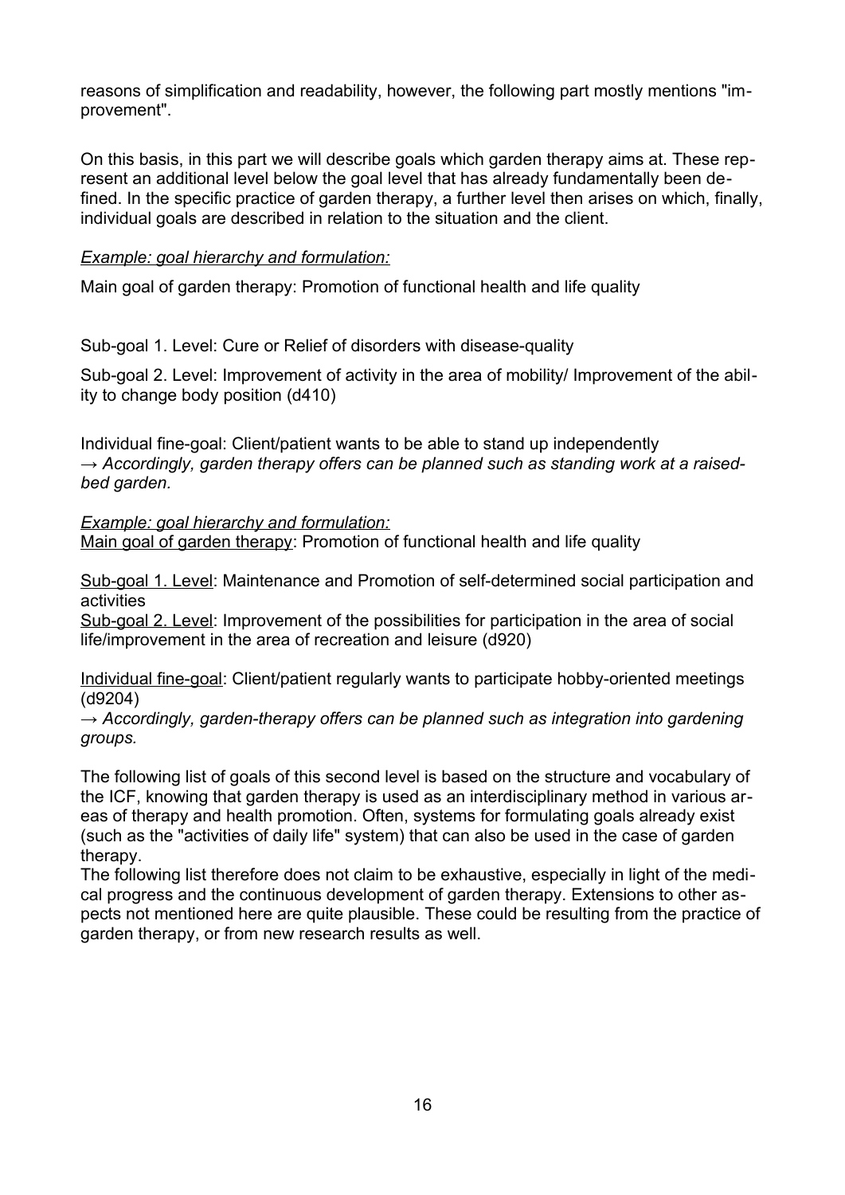reasons of simplification and readability, however, the following part mostly mentions "improvement".

On this basis, in this part we will describe goals which garden therapy aims at. These represent an additional level below the goal level that has already fundamentally been defined. In the specific practice of garden therapy, a further level then arises on which, finally, individual goals are described in relation to the situation and the client.

*Example: goal hierarchy and formulation:*

Main goal of garden therapy: Promotion of functional health and life quality

Sub-goal 1. Level: Cure or Relief of disorders with disease-quality

Sub-goal 2. Level: Improvement of activity in the area of mobility/ Improvement of the ability to change body position (d410)

Individual fine-goal: Client/patient wants to be able to stand up independently
→ *Accordingly, garden therapy offers can be planned such as standing work at a raised-bed garden.*

*Example: goal hierarchy and formulation:*
Main goal of garden therapy: Promotion of functional health and life quality

Sub-goal 1. Level: Maintenance and Promotion of self-determined social participation and activities
Sub-goal 2. Level: Improvement of the possibilities for participation in the area of social life/improvement in the area of recreation and leisure (d920)

Individual fine-goal: Client/patient regularly wants to participate hobby-oriented meetings (d9204)
→ *Accordingly, garden-therapy offers can be planned such as integration into gardening groups.*

The following list of goals of this second level is based on the structure and vocabulary of the ICF, knowing that garden therapy is used as an interdisciplinary method in various areas of therapy and health promotion. Often, systems for formulating goals already exist (such as the "activities of daily life" system) that can also be used in the case of garden therapy.
The following list therefore does not claim to be exhaustive, especially in light of the medical progress and the continuous development of garden therapy. Extensions to other aspects not mentioned here are quite plausible. These could be resulting from the practice of garden therapy, or from new research results as well.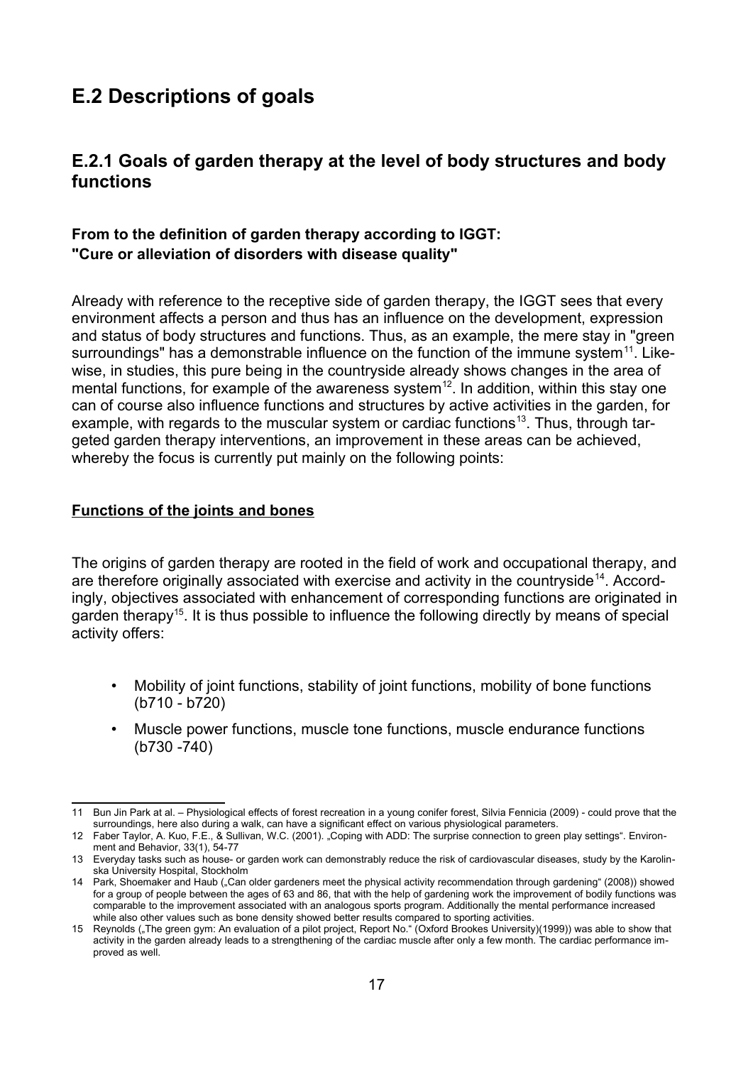## E.2 Descriptions of goals

### E.2.1 Goals of garden therapy at the level of body structures and body functions

**From to the definition of garden therapy according to IGGT: "Cure or alleviation of disorders with disease quality"**

Already with reference to the receptive side of garden therapy, the IGGT sees that every environment affects a person and thus has an influence on the development, expression and status of body structures and functions. Thus, as an example, the mere stay in "green surroundings" has a demonstrable influence on the function of the immune system[11]. Likewise, in studies, this pure being in the countryside already shows changes in the area of mental functions, for example of the awareness system[12]. In addition, within this stay one can of course also influence functions and structures by active activities in the garden, for example, with regards to the muscular system or cardiac functions[13]. Thus, through targeted garden therapy interventions, an improvement in these areas can be achieved, whereby the focus is currently put mainly on the following points:

**Functions of the joints and bones**

The origins of garden therapy are rooted in the field of work and occupational therapy, and are therefore originally associated with exercise and activity in the countryside[14]. Accordingly, objectives associated with enhancement of corresponding functions are originated in garden therapy[15]. It is thus possible to influence the following directly by means of special activity offers:

- Mobility of joint functions, stability of joint functions, mobility of bone functions (b710 - b720)
- Muscle power functions, muscle tone functions, muscle endurance functions (b730 -740)

---

11 Bun Jin Park at al. – Physiological effects of forest recreation in a young conifer forest, Silvia Fennicia (2009) - could prove that the surroundings, here also during a walk, can have a significant effect on various physiological parameters.

12 Faber Taylor, A. Kuo, F.E., & Sullivan, W.C. (2001). „Coping with ADD: The surprise connection to green play settings". Environment and Behavior, 33(1), 54-77

13 Everyday tasks such as house- or garden work can demonstrably reduce the risk of cardiovascular diseases, study by the Karolinska University Hospital, Stockholm

14 Park, Shoemaker and Haub („Can older gardeners meet the physical activity recommendation through gardening" (2008)) showed for a group of people between the ages of 63 and 86, that with the help of gardening work the improvement of bodily functions was comparable to the improvement associated with an analogous sports program. Additionally the mental performance increased while also other values such as bone density showed better results compared to sporting activities.

15 Reynolds („The green gym: An evaluation of a pilot project, Report No." (Oxford Brookes University)(1999)) was able to show that activity in the garden already leads to a strengthening of the cardiac muscle after only a few month. The cardiac performance improved as well.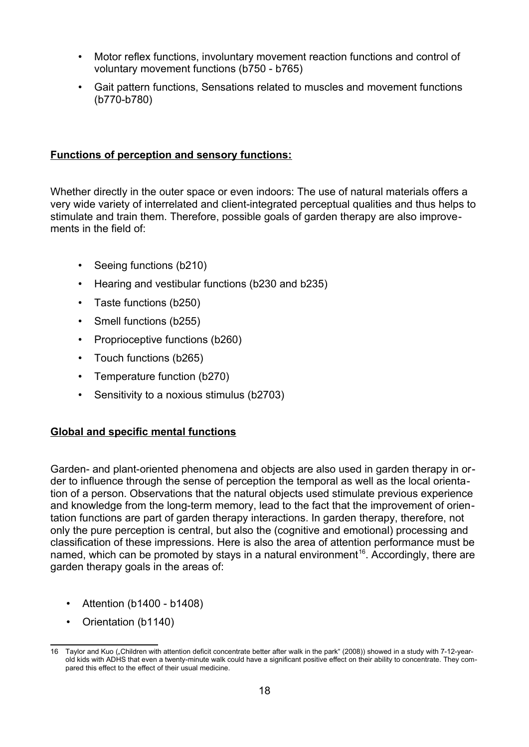- Motor reflex functions, involuntary movement reaction functions and control of voluntary movement functions (b750 - b765)
- Gait pattern functions, Sensations related to muscles and movement functions (b770-b780)

**Functions of perception and sensory functions:**

Whether directly in the outer space or even indoors: The use of natural materials offers a very wide variety of interrelated and client-integrated perceptual qualities and thus helps to stimulate and train them. Therefore, possible goals of garden therapy are also improvements in the field of:

- Seeing functions (b210)
- Hearing and vestibular functions (b230 and b235)
- Taste functions (b250)
- Smell functions (b255)
- Proprioceptive functions (b260)
- Touch functions (b265)
- Temperature function (b270)
- Sensitivity to a noxious stimulus (b2703)

**Global and specific mental functions**

Garden- and plant-oriented phenomena and objects are also used in garden therapy in order to influence through the sense of perception the temporal as well as the local orientation of a person. Observations that the natural objects used stimulate previous experience and knowledge from the long-term memory, lead to the fact that the improvement of orientation functions are part of garden therapy interactions. In garden therapy, therefore, not only the pure perception is central, but also the (cognitive and emotional) processing and classification of these impressions. Here is also the area of attention performance must be named, which can be promoted by stays in a natural environment[16]. Accordingly, there are garden therapy goals in the areas of:

- Attention (b1400 - b1408)
- Orientation (b1140)

16 Taylor and Kuo („Children with attention deficit concentrate better after walk in the park" (2008)) showed in a study with 7-12-year-old kids with ADHS that even a twenty-minute walk could have a significant positive effect on their ability to concentrate. They compared this effect to the effect of their usual medicine.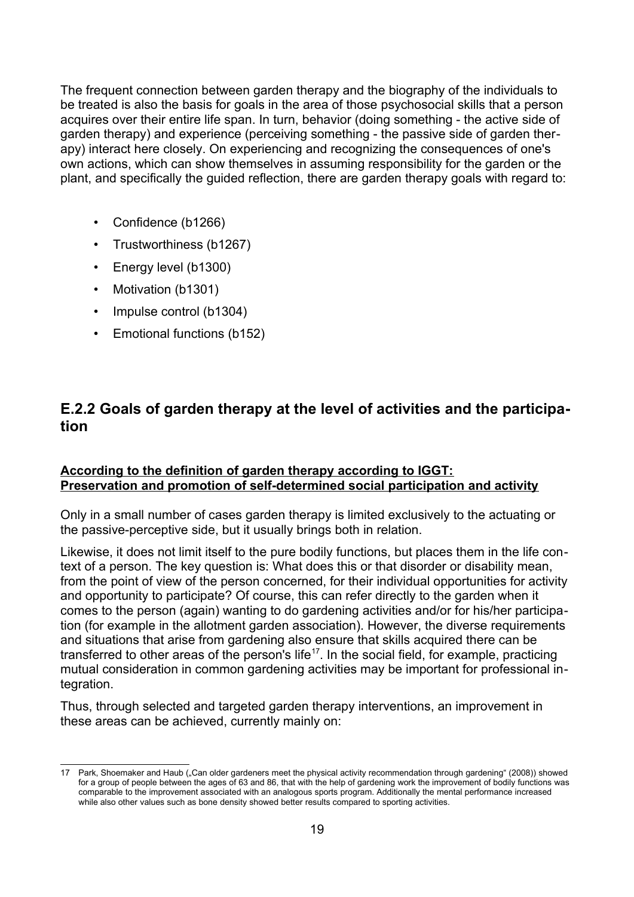The frequent connection between garden therapy and the biography of the individuals to be treated is also the basis for goals in the area of those psychosocial skills that a person acquires over their entire life span. In turn, behavior (doing something - the active side of garden therapy) and experience (perceiving something - the passive side of garden therapy) interact here closely. On experiencing and recognizing the consequences of one's own actions, which can show themselves in assuming responsibility for the garden or the plant, and specifically the guided reflection, there are garden therapy goals with regard to:

- Confidence (b1266)
- Trustworthiness (b1267)
- Energy level (b1300)
- Motivation (b1301)
- Impulse control (b1304)
- Emotional functions (b152)

## E.2.2 Goals of garden therapy at the level of activities and the participation

**According to the definition of garden therapy according to IGGT: Preservation and promotion of self-determined social participation and activity**

Only in a small number of cases garden therapy is limited exclusively to the actuating or the passive-perceptive side, but it usually brings both in relation.

Likewise, it does not limit itself to the pure bodily functions, but places them in the life context of a person. The key question is: What does this or that disorder or disability mean, from the point of view of the person concerned, for their individual opportunities for activity and opportunity to participate? Of course, this can refer directly to the garden when it comes to the person (again) wanting to do gardening activities and/or for his/her participation (for example in the allotment garden association). However, the diverse requirements and situations that arise from gardening also ensure that skills acquired there can be transferred to other areas of the person's life[17]. In the social field, for example, practicing mutual consideration in common gardening activities may be important for professional integration.

Thus, through selected and targeted garden therapy interventions, an improvement in these areas can be achieved, currently mainly on:

---

17 Park, Shoemaker and Haub („Can older gardeners meet the physical activity recommendation through gardening" (2008)) showed for a group of people between the ages of 63 and 86, that with the help of gardening work the improvement of bodily functions was comparable to the improvement associated with an analogous sports program. Additionally the mental performance increased while also other values such as bone density showed better results compared to sporting activities.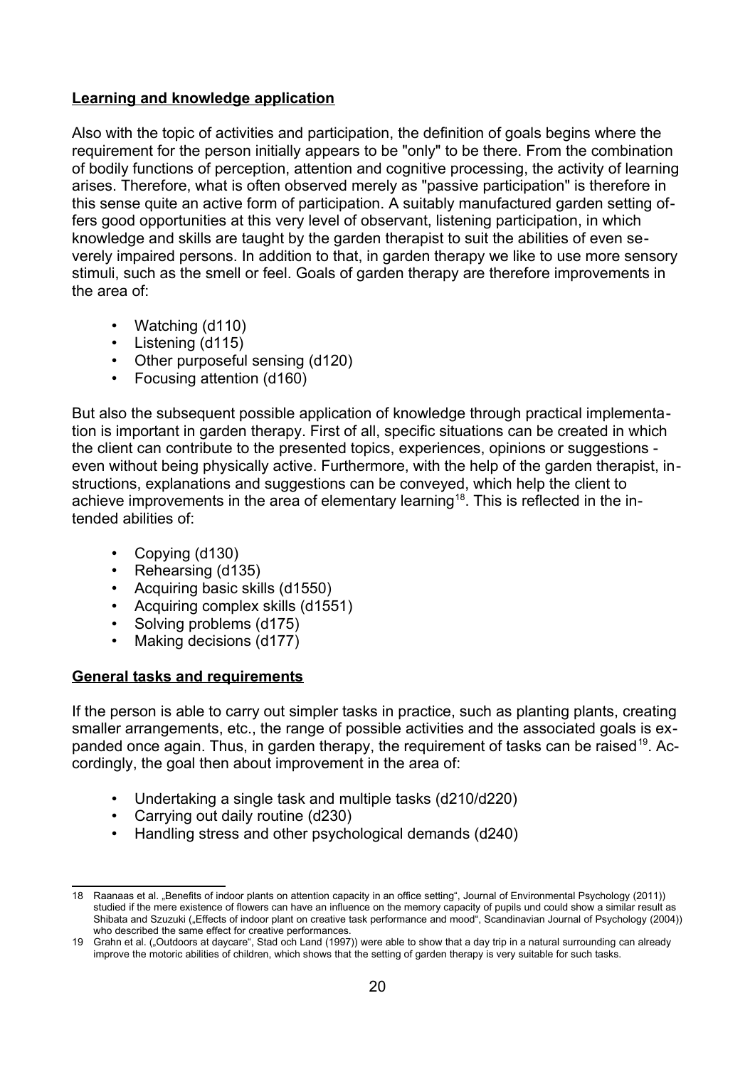**Learning and knowledge application**

Also with the topic of activities and participation, the definition of goals begins where the requirement for the person initially appears to be "only" to be there. From the combination of bodily functions of perception, attention and cognitive processing, the activity of learning arises. Therefore, what is often observed merely as "passive participation" is therefore in this sense quite an active form of participation. A suitably manufactured garden setting offers good opportunities at this very level of observant, listening participation, in which knowledge and skills are taught by the garden therapist to suit the abilities of even severely impaired persons. In addition to that, in garden therapy we like to use more sensory stimuli, such as the smell or feel. Goals of garden therapy are therefore improvements in the area of:

- Watching (d110)
- Listening (d115)
- Other purposeful sensing (d120)
- Focusing attention (d160)

But also the subsequent possible application of knowledge through practical implementation is important in garden therapy. First of all, specific situations can be created in which the client can contribute to the presented topics, experiences, opinions or suggestions - even without being physically active. Furthermore, with the help of the garden therapist, instructions, explanations and suggestions can be conveyed, which help the client to achieve improvements in the area of elementary learning[18]. This is reflected in the intended abilities of:

- Copying (d130)
- Rehearsing (d135)
- Acquiring basic skills (d1550)
- Acquiring complex skills (d1551)
- Solving problems (d175)
- Making decisions (d177)

**General tasks and requirements**

If the person is able to carry out simpler tasks in practice, such as planting plants, creating smaller arrangements, etc., the range of possible activities and the associated goals is expanded once again. Thus, in garden therapy, the requirement of tasks can be raised[19]. Accordingly, the goal then about improvement in the area of:

- Undertaking a single task and multiple tasks (d210/d220)
- Carrying out daily routine (d230)
- Handling stress and other psychological demands (d240)

---

18 Raanaas et al. „Benefits of indoor plants on attention capacity in an office setting", Journal of Environmental Psychology (2011)) studied if the mere existence of flowers can have an influence on the memory capacity of pupils und could show a similar result as Shibata and Szuzuki („Effects of indoor plant on creative task performance and mood", Scandinavian Journal of Psychology (2004)) who described the same effect for creative performances.

19 Grahn et al. („Outdoors at daycare", Stad och Land (1997)) were able to show that a day trip in a natural surrounding can already improve the motoric abilities of children, which shows that the setting of garden therapy is very suitable for such tasks.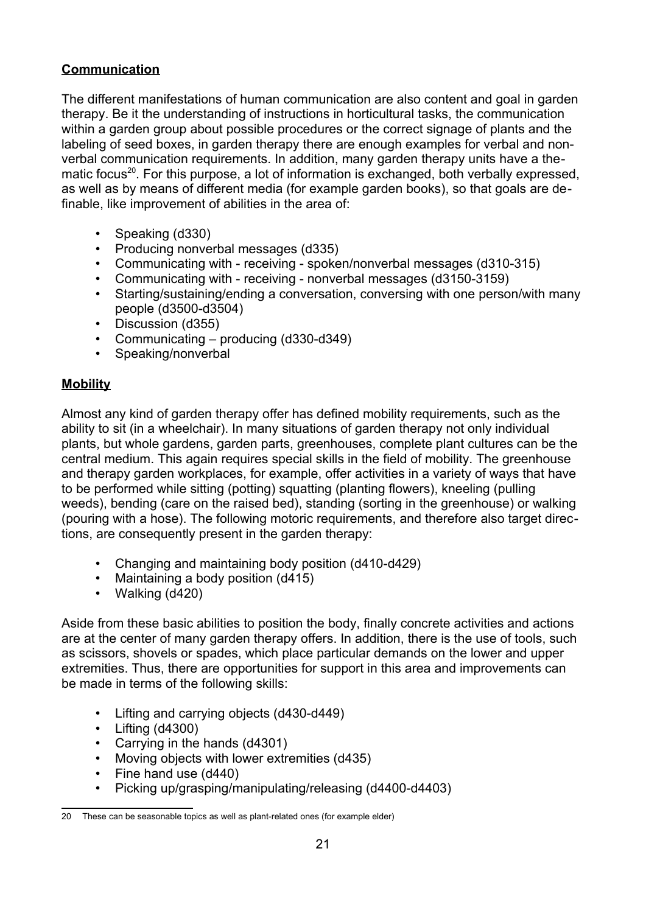**Communication**

The different manifestations of human communication are also content and goal in garden therapy. Be it the understanding of instructions in horticultural tasks, the communication within a garden group about possible procedures or the correct signage of plants and the labeling of seed boxes, in garden therapy there are enough examples for verbal and non-verbal communication requirements. In addition, many garden therapy units have a thematic focus[20]. For this purpose, a lot of information is exchanged, both verbally expressed, as well as by means of different media (for example garden books), so that goals are definable, like improvement of abilities in the area of:

- Speaking (d330)
- Producing nonverbal messages (d335)
- Communicating with - receiving - spoken/nonverbal messages (d310-315)
- Communicating with - receiving - nonverbal messages (d3150-3159)
- Starting/sustaining/ending a conversation, conversing with one person/with many people (d3500-d3504)
- Discussion (d355)
- Communicating – producing (d330-d349)
- Speaking/nonverbal

**Mobility**

Almost any kind of garden therapy offer has defined mobility requirements, such as the ability to sit (in a wheelchair). In many situations of garden therapy not only individual plants, but whole gardens, garden parts, greenhouses, complete plant cultures can be the central medium. This again requires special skills in the field of mobility. The greenhouse and therapy garden workplaces, for example, offer activities in a variety of ways that have to be performed while sitting (potting) squatting (planting flowers), kneeling (pulling weeds), bending (care on the raised bed), standing (sorting in the greenhouse) or walking (pouring with a hose). The following motoric requirements, and therefore also target directions, are consequently present in the garden therapy:

- Changing and maintaining body position (d410-d429)
- Maintaining a body position (d415)
- Walking (d420)

Aside from these basic abilities to position the body, finally concrete activities and actions are at the center of many garden therapy offers. In addition, there is the use of tools, such as scissors, shovels or spades, which place particular demands on the lower and upper extremities. Thus, there are opportunities for support in this area and improvements can be made in terms of the following skills:

- Lifting and carrying objects (d430-d449)
- Lifting (d4300)
- Carrying in the hands (d4301)
- Moving objects with lower extremities (d435)
- Fine hand use (d440)
- Picking up/grasping/manipulating/releasing (d4400-d4403)

---

20 These can be seasonable topics as well as plant-related ones (for example elder)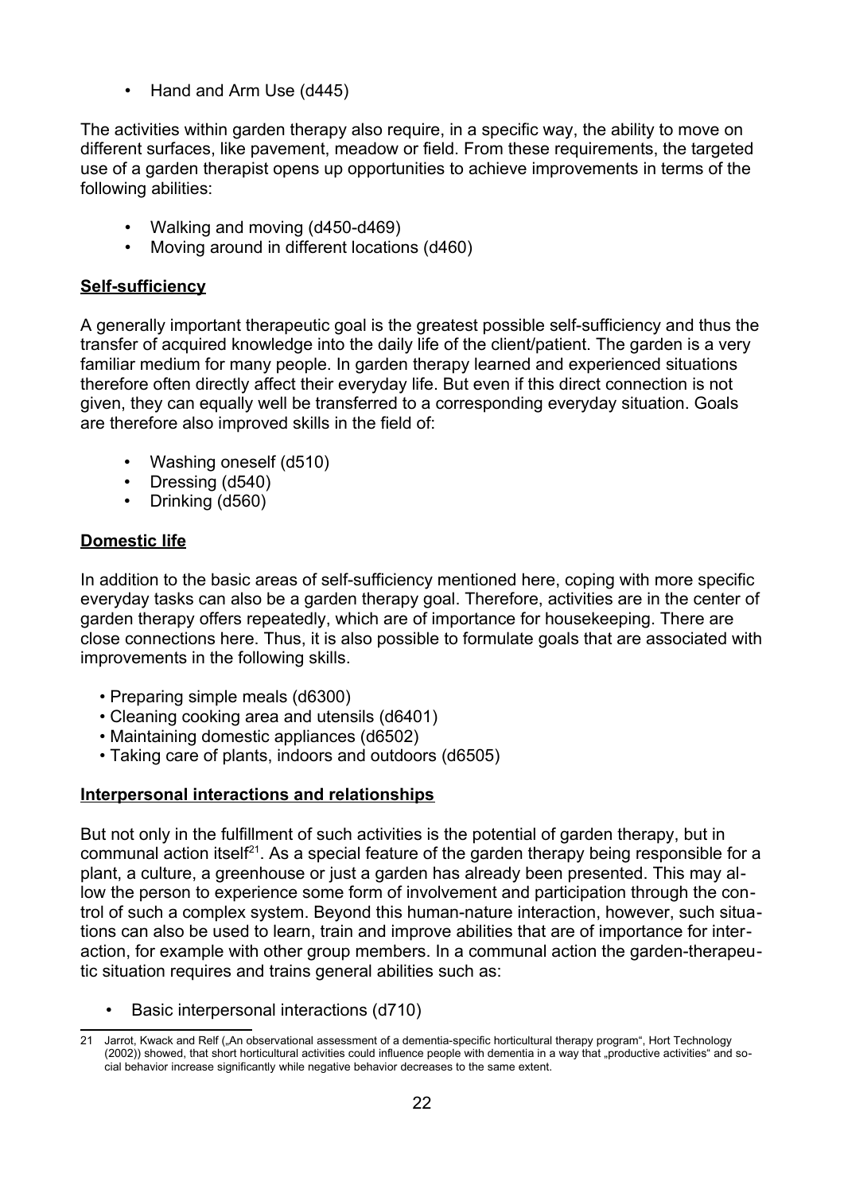- Hand and Arm Use (d445)

The activities within garden therapy also require, in a specific way, the ability to move on different surfaces, like pavement, meadow or field. From these requirements, the targeted use of a garden therapist opens up opportunities to achieve improvements in terms of the following abilities:

- Walking and moving (d450-d469)
- Moving around in different locations (d460)

**Self-sufficiency**

A generally important therapeutic goal is the greatest possible self-sufficiency and thus the transfer of acquired knowledge into the daily life of the client/patient. The garden is a very familiar medium for many people. In garden therapy learned and experienced situations therefore often directly affect their everyday life. But even if this direct connection is not given, they can equally well be transferred to a corresponding everyday situation. Goals are therefore also improved skills in the field of:

- Washing oneself (d510)
- Dressing (d540)
- Drinking (d560)

**Domestic life**

In addition to the basic areas of self-sufficiency mentioned here, coping with more specific everyday tasks can also be a garden therapy goal. Therefore, activities are in the center of garden therapy offers repeatedly, which are of importance for housekeeping. There are close connections here. Thus, it is also possible to formulate goals that are associated with improvements in the following skills.

- Preparing simple meals (d6300)
- Cleaning cooking area and utensils (d6401)
- Maintaining domestic appliances (d6502)
- Taking care of plants, indoors and outdoors (d6505)

**Interpersonal interactions and relationships**

But not only in the fulfillment of such activities is the potential of garden therapy, but in communal action itself[21]. As a special feature of the garden therapy being responsible for a plant, a culture, a greenhouse or just a garden has already been presented. This may allow the person to experience some form of involvement and participation through the control of such a complex system. Beyond this human-nature interaction, however, such situations can also be used to learn, train and improve abilities that are of importance for interaction, for example with other group members. In a communal action the garden-therapeutic situation requires and trains general abilities such as:

- Basic interpersonal interactions (d710)

---

21 Jarrot, Kwack and Relf („An observational assessment of a dementia-specific horticultural therapy program", Hort Technology (2002)) showed, that short horticultural activities could influence people with dementia in a way that „productive activities" and social behavior increase significantly while negative behavior decreases to the same extent.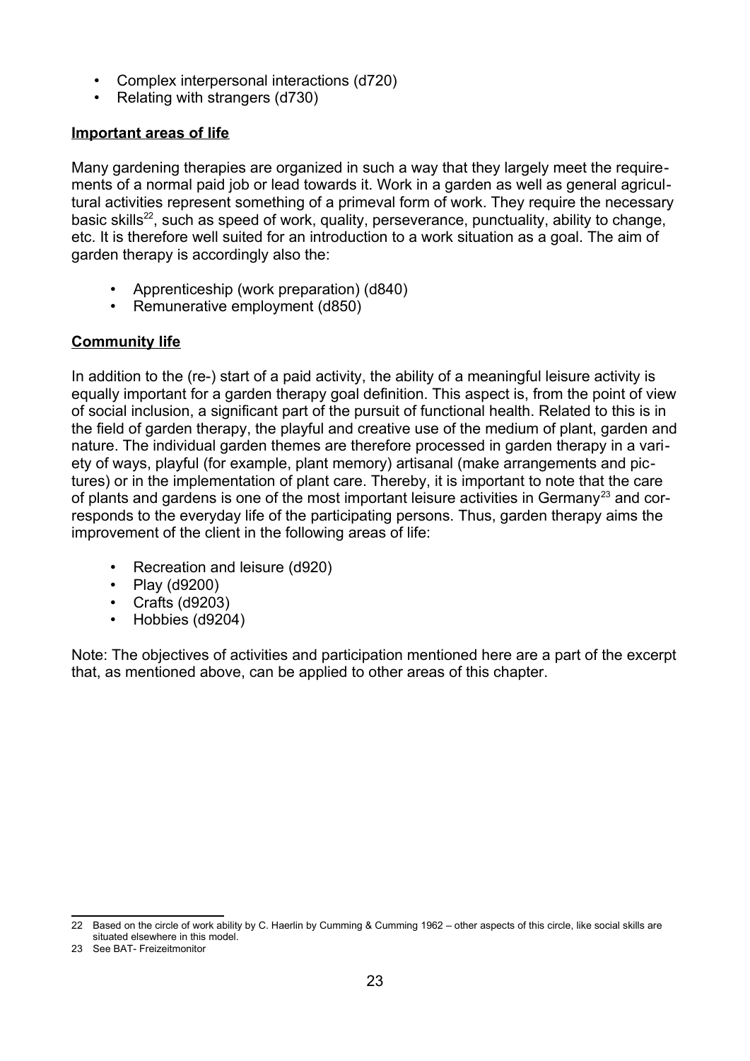- Complex interpersonal interactions (d720)
- Relating with strangers (d730)

**Important areas of life**

Many gardening therapies are organized in such a way that they largely meet the requirements of a normal paid job or lead towards it. Work in a garden as well as general agricultural activities represent something of a primeval form of work. They require the necessary basic skills[22], such as speed of work, quality, perseverance, punctuality, ability to change, etc. It is therefore well suited for an introduction to a work situation as a goal. The aim of garden therapy is accordingly also the:

- Apprenticeship (work preparation) (d840)
- Remunerative employment (d850)

**Community life**

In addition to the (re-) start of a paid activity, the ability of a meaningful leisure activity is equally important for a garden therapy goal definition. This aspect is, from the point of view of social inclusion, a significant part of the pursuit of functional health. Related to this is in the field of garden therapy, the playful and creative use of the medium of plant, garden and nature. The individual garden themes are therefore processed in garden therapy in a variety of ways, playful (for example, plant memory) artisanal (make arrangements and pictures) or in the implementation of plant care. Thereby, it is important to note that the care of plants and gardens is one of the most important leisure activities in Germany[23] and corresponds to the everyday life of the participating persons. Thus, garden therapy aims the improvement of the client in the following areas of life:

- Recreation and leisure (d920)
- Play (d9200)
- Crafts (d9203)
- Hobbies (d9204)

Note: The objectives of activities and participation mentioned here are a part of the excerpt that, as mentioned above, can be applied to other areas of this chapter.

---

22 Based on the circle of work ability by C. Haerlin by Cumming & Cumming 1962 – other aspects of this circle, like social skills are situated elsewhere in this model.

23 See BAT- Freizeitmonitor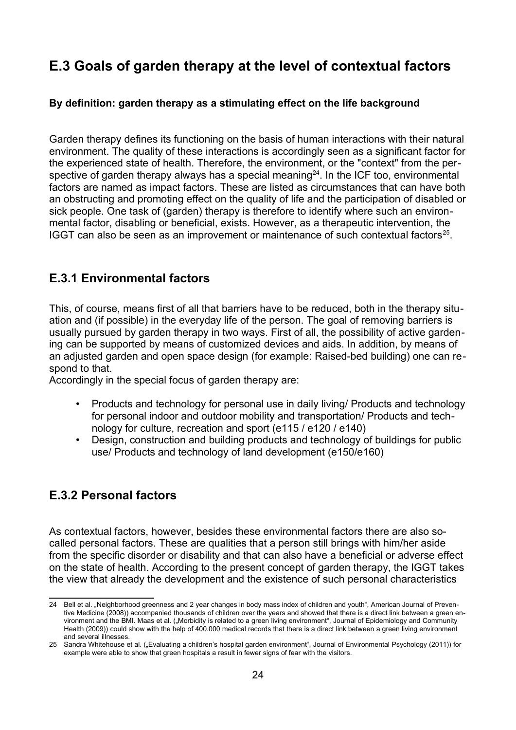## E.3 Goals of garden therapy at the level of contextual factors

**By definition: garden therapy as a stimulating effect on the life background**

Garden therapy defines its functioning on the basis of human interactions with their natural environment. The quality of these interactions is accordingly seen as a significant factor for the experienced state of health. Therefore, the environment, or the "context" from the perspective of garden therapy always has a special meaning[24]. In the ICF too, environmental factors are named as impact factors. These are listed as circumstances that can have both an obstructing and promoting effect on the quality of life and the participation of disabled or sick people. One task of (garden) therapy is therefore to identify where such an environmental factor, disabling or beneficial, exists. However, as a therapeutic intervention, the IGGT can also be seen as an improvement or maintenance of such contextual factors[25].

### E.3.1 Environmental factors

This, of course, means first of all that barriers have to be reduced, both in the therapy situation and (if possible) in the everyday life of the person. The goal of removing barriers is usually pursued by garden therapy in two ways. First of all, the possibility of active gardening can be supported by means of customized devices and aids. In addition, by means of an adjusted garden and open space design (for example: Raised-bed building) one can respond to that.
Accordingly in the special focus of garden therapy are:

- Products and technology for personal use in daily living/ Products and technology for personal indoor and outdoor mobility and transportation/ Products and technology for culture, recreation and sport (e115 / e120 / e140)
- Design, construction and building products and technology of buildings for public use/ Products and technology of land development (e150/e160)

### E.3.2 Personal factors

As contextual factors, however, besides these environmental factors there are also so-called personal factors. These are qualities that a person still brings with him/her aside from the specific disorder or disability and that can also have a beneficial or adverse effect on the state of health. According to the present concept of garden therapy, the IGGT takes the view that already the development and the existence of such personal characteristics

---

[24] Bell et al. „Neighborhood greenness and 2 year changes in body mass index of children and youth", American Journal of Preventive Medicine (2008)) accompanied thousands of children over the years and showed that there is a direct link between a green environment and the BMI. Maas et al. („Morbidity is related to a green living environment", Journal of Epidemiology and Community Health (2009)) could show with the help of 400.000 medical records that there is a direct link between a green living environment and several illnesses.

[25] Sandra Whitehouse et al. („Evaluating a children's hospital garden environment", Journal of Environmental Psychology (2011)) for example were able to show that green hospitals a result in fewer signs of fear with the visitors.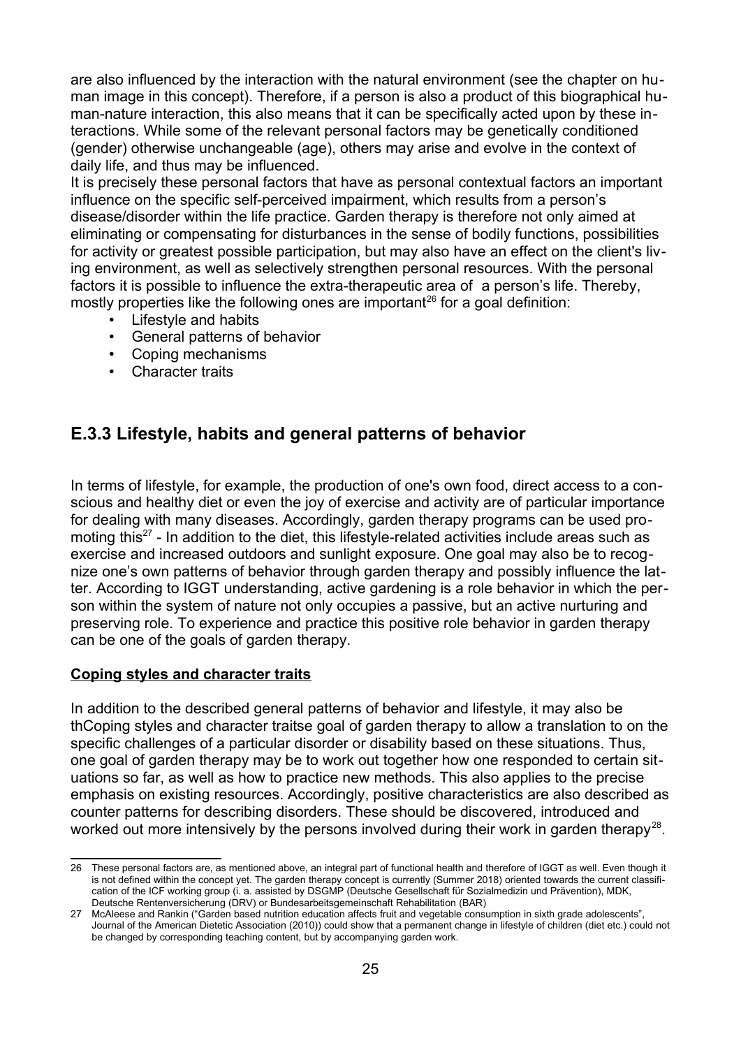are also influenced by the interaction with the natural environment (see the chapter on human image in this concept). Therefore, if a person is also a product of this biographical human-nature interaction, this also means that it can be specifically acted upon by these interactions. While some of the relevant personal factors may be genetically conditioned (gender) otherwise unchangeable (age), others may arise and evolve in the context of daily life, and thus may be influenced.

It is precisely these personal factors that have as personal contextual factors an important influence on the specific self-perceived impairment, which results from a person's disease/disorder within the life practice. Garden therapy is therefore not only aimed at eliminating or compensating for disturbances in the sense of bodily functions, possibilities for activity or greatest possible participation, but may also have an effect on the client's living environment, as well as selectively strengthen personal resources. With the personal factors it is possible to influence the extra-therapeutic area of a person's life. Thereby, mostly properties like the following ones are important[26] for a goal definition:

- Lifestyle and habits
- General patterns of behavior
- Coping mechanisms
- Character traits

## E.3.3 Lifestyle, habits and general patterns of behavior

In terms of lifestyle, for example, the production of one's own food, direct access to a conscious and healthy diet or even the joy of exercise and activity are of particular importance for dealing with many diseases. Accordingly, garden therapy programs can be used promoting this[27] - In addition to the diet, this lifestyle-related activities include areas such as exercise and increased outdoors and sunlight exposure. One goal may also be to recognize one's own patterns of behavior through garden therapy and possibly influence the latter. According to IGGT understanding, active gardening is a role behavior in which the person within the system of nature not only occupies a passive, but an active nurturing and preserving role. To experience and practice this positive role behavior in garden therapy can be one of the goals of garden therapy.

**Coping styles and character traits**

In addition to the described general patterns of behavior and lifestyle, it may also be thCoping styles and character traitse goal of garden therapy to allow a translation to on the specific challenges of a particular disorder or disability based on these situations. Thus, one goal of garden therapy may be to work out together how one responded to certain situations so far, as well as how to practice new methods. This also applies to the precise emphasis on existing resources. Accordingly, positive characteristics are also described as counter patterns for describing disorders. These should be discovered, introduced and worked out more intensively by the persons involved during their work in garden therapy[28].

---

26 These personal factors are, as mentioned above, an integral part of functional health and therefore of IGGT as well. Even though it is not defined within the concept yet. The garden therapy concept is currently (Summer 2018) oriented towards the current classification of the ICF working group (i. a. assisted by DSGMP (Deutsche Gesellschaft für Sozialmedizin und Prävention), MDK, Deutsche Rentenversicherung (DRV) or Bundesarbeitsgemeinschaft Rehabilitation (BAR)

27 McAleese and Rankin ("Garden based nutrition education affects fruit and vegetable consumption in sixth grade adolescents", Journal of the American Dietetic Association (2010)) could show that a permanent change in lifestyle of children (diet etc.) could not be changed by corresponding teaching content, but by accompanying garden work.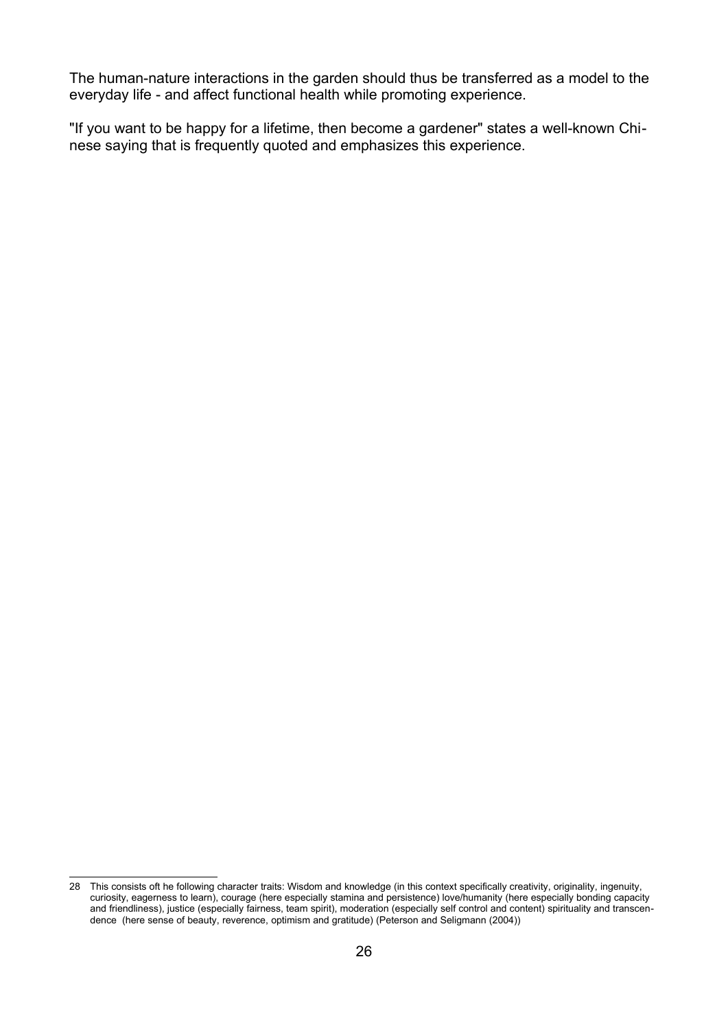The human-nature interactions in the garden should thus be transferred as a model to the everyday life - and affect functional health while promoting experience.

"If you want to be happy for a lifetime, then become a gardener" states a well-known Chinese saying that is frequently quoted and emphasizes this experience.

---

28 This consists oft he following character traits: Wisdom and knowledge (in this context specifically creativity, originality, ingenuity, curiosity, eagerness to learn), courage (here especially stamina and persistence) love/humanity (here especially bonding capacity and friendliness), justice (especially fairness, team spirit), moderation (especially self control and content) spirituality and transcendence (here sense of beauty, reverence, optimism and gratitude) (Peterson and Seligmann (2004))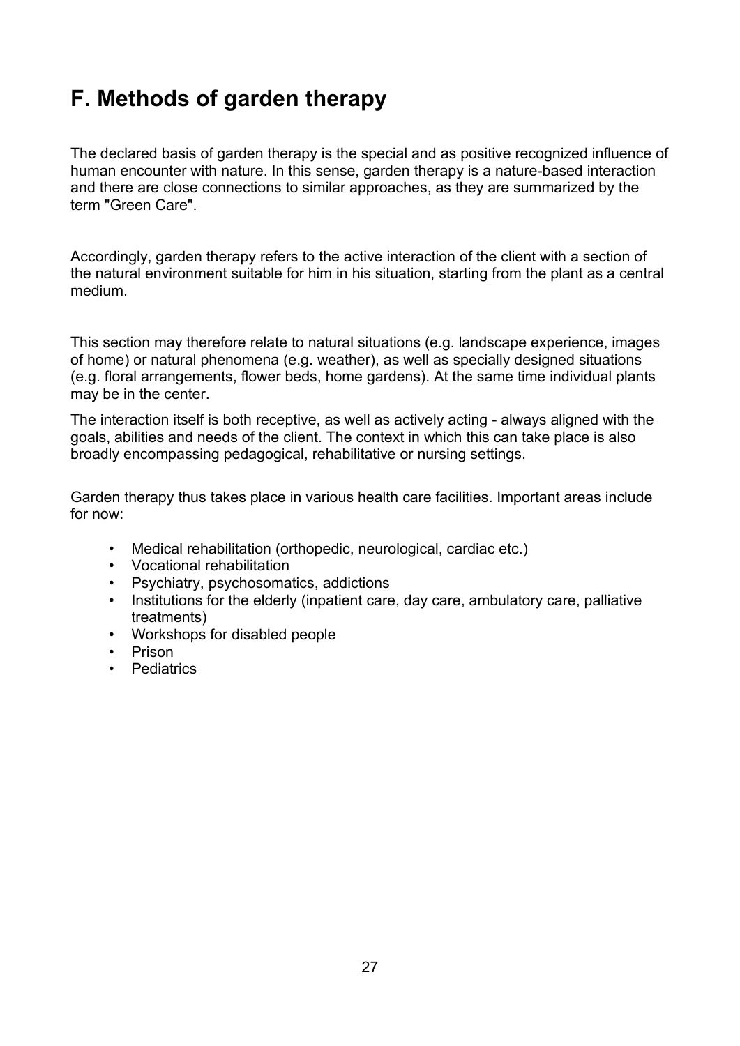# F. Methods of garden therapy

The declared basis of garden therapy is the special and as positive recognized influence of human encounter with nature. In this sense, garden therapy is a nature-based interaction and there are close connections to similar approaches, as they are summarized by the term "Green Care".

Accordingly, garden therapy refers to the active interaction of the client with a section of the natural environment suitable for him in his situation, starting from the plant as a central medium.

This section may therefore relate to natural situations (e.g. landscape experience, images of home) or natural phenomena (e.g. weather), as well as specially designed situations (e.g. floral arrangements, flower beds, home gardens). At the same time individual plants may be in the center.

The interaction itself is both receptive, as well as actively acting - always aligned with the goals, abilities and needs of the client. The context in which this can take place is also broadly encompassing pedagogical, rehabilitative or nursing settings.

Garden therapy thus takes place in various health care facilities. Important areas include for now:

- Medical rehabilitation (orthopedic, neurological, cardiac etc.)
- Vocational rehabilitation
- Psychiatry, psychosomatics, addictions
- Institutions for the elderly (inpatient care, day care, ambulatory care, palliative treatments)
- Workshops for disabled people
- Prison
- Pediatrics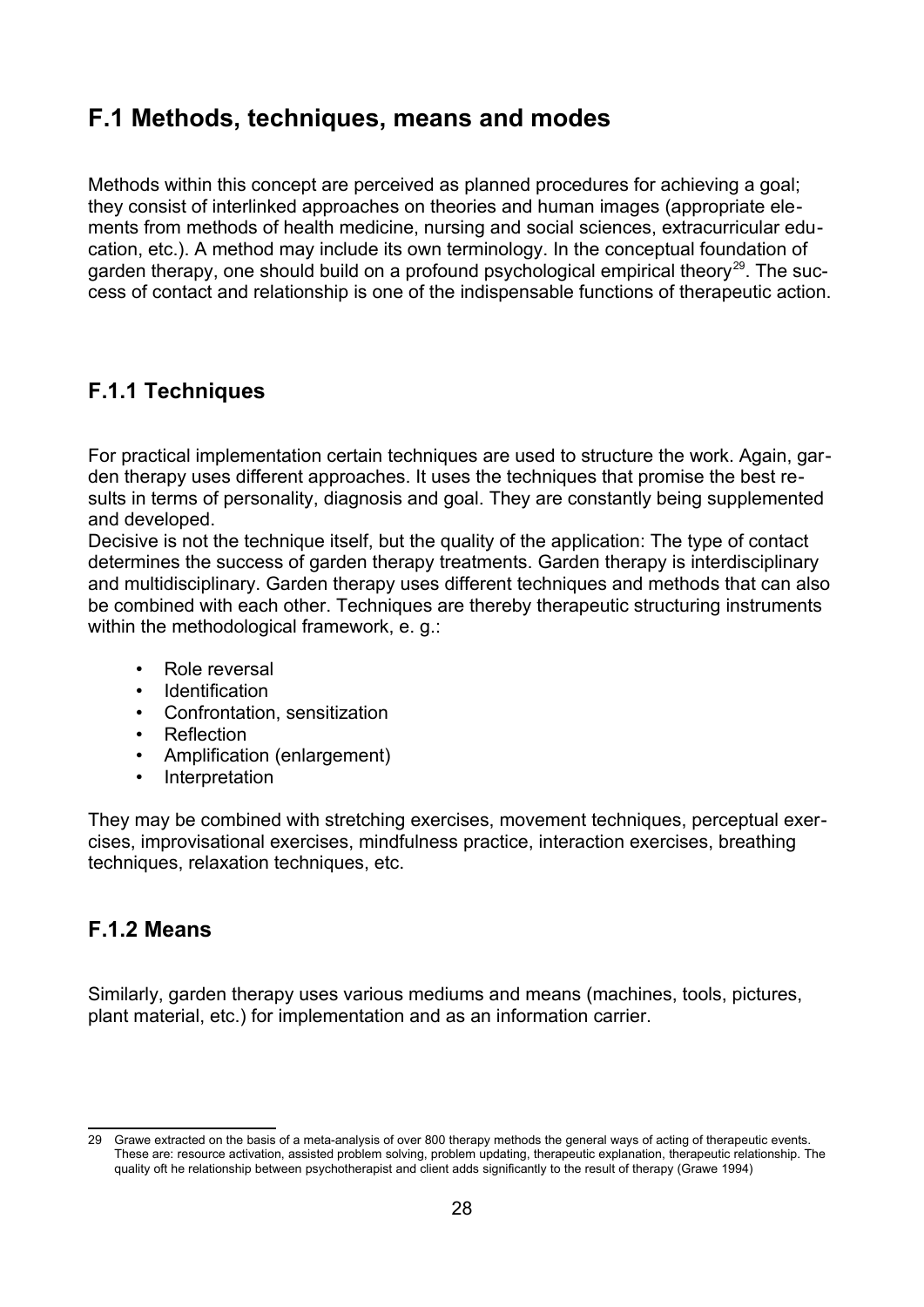## F.1 Methods, techniques, means and modes

Methods within this concept are perceived as planned procedures for achieving a goal; they consist of interlinked approaches on theories and human images (appropriate elements from methods of health medicine, nursing and social sciences, extracurricular education, etc.). A method may include its own terminology. In the conceptual foundation of garden therapy, one should build on a profound psychological empirical theory[29]. The success of contact and relationship is one of the indispensable functions of therapeutic action.

### F.1.1 Techniques

For practical implementation certain techniques are used to structure the work. Again, garden therapy uses different approaches. It uses the techniques that promise the best results in terms of personality, diagnosis and goal. They are constantly being supplemented and developed.
Decisive is not the technique itself, but the quality of the application: The type of contact determines the success of garden therapy treatments. Garden therapy is interdisciplinary and multidisciplinary. Garden therapy uses different techniques and methods that can also be combined with each other. Techniques are thereby therapeutic structuring instruments within the methodological framework, e. g.:

- Role reversal
- Identification
- Confrontation, sensitization
- Reflection
- Amplification (enlargement)
- Interpretation

They may be combined with stretching exercises, movement techniques, perceptual exercises, improvisational exercises, mindfulness practice, interaction exercises, breathing techniques, relaxation techniques, etc.

### F.1.2 Means

Similarly, garden therapy uses various mediums and means (machines, tools, pictures, plant material, etc.) for implementation and as an information carrier.

---

29 Grawe extracted on the basis of a meta-analysis of over 800 therapy methods the general ways of acting of therapeutic events. These are: resource activation, assisted problem solving, problem updating, therapeutic explanation, therapeutic relationship. The quality oft he relationship between psychotherapist and client adds significantly to the result of therapy (Grawe 1994)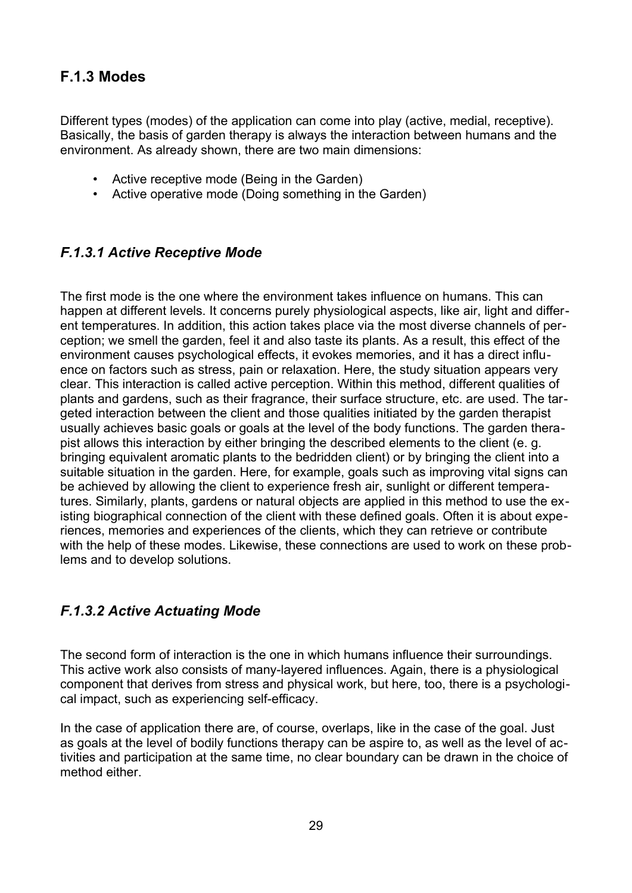## F.1.3 Modes

Different types (modes) of the application can come into play (active, medial, receptive). Basically, the basis of garden therapy is always the interaction between humans and the environment. As already shown, there are two main dimensions:

- Active receptive mode (Being in the Garden)
- Active operative mode (Doing something in the Garden)

### *F.1.3.1 Active Receptive Mode*

The first mode is the one where the environment takes influence on humans. This can happen at different levels. It concerns purely physiological aspects, like air, light and different temperatures. In addition, this action takes place via the most diverse channels of perception; we smell the garden, feel it and also taste its plants. As a result, this effect of the environment causes psychological effects, it evokes memories, and it has a direct influence on factors such as stress, pain or relaxation. Here, the study situation appears very clear. This interaction is called active perception. Within this method, different qualities of plants and gardens, such as their fragrance, their surface structure, etc. are used. The targeted interaction between the client and those qualities initiated by the garden therapist usually achieves basic goals or goals at the level of the body functions. The garden therapist allows this interaction by either bringing the described elements to the client (e. g. bringing equivalent aromatic plants to the bedridden client) or by bringing the client into a suitable situation in the garden. Here, for example, goals such as improving vital signs can be achieved by allowing the client to experience fresh air, sunlight or different temperatures. Similarly, plants, gardens or natural objects are applied in this method to use the existing biographical connection of the client with these defined goals. Often it is about experiences, memories and experiences of the clients, which they can retrieve or contribute with the help of these modes. Likewise, these connections are used to work on these problems and to develop solutions.

### *F.1.3.2 Active Actuating Mode*

The second form of interaction is the one in which humans influence their surroundings. This active work also consists of many-layered influences. Again, there is a physiological component that derives from stress and physical work, but here, too, there is a psychological impact, such as experiencing self-efficacy.

In the case of application there are, of course, overlaps, like in the case of the goal. Just as goals at the level of bodily functions therapy can be aspire to, as well as the level of activities and participation at the same time, no clear boundary can be drawn in the choice of method either.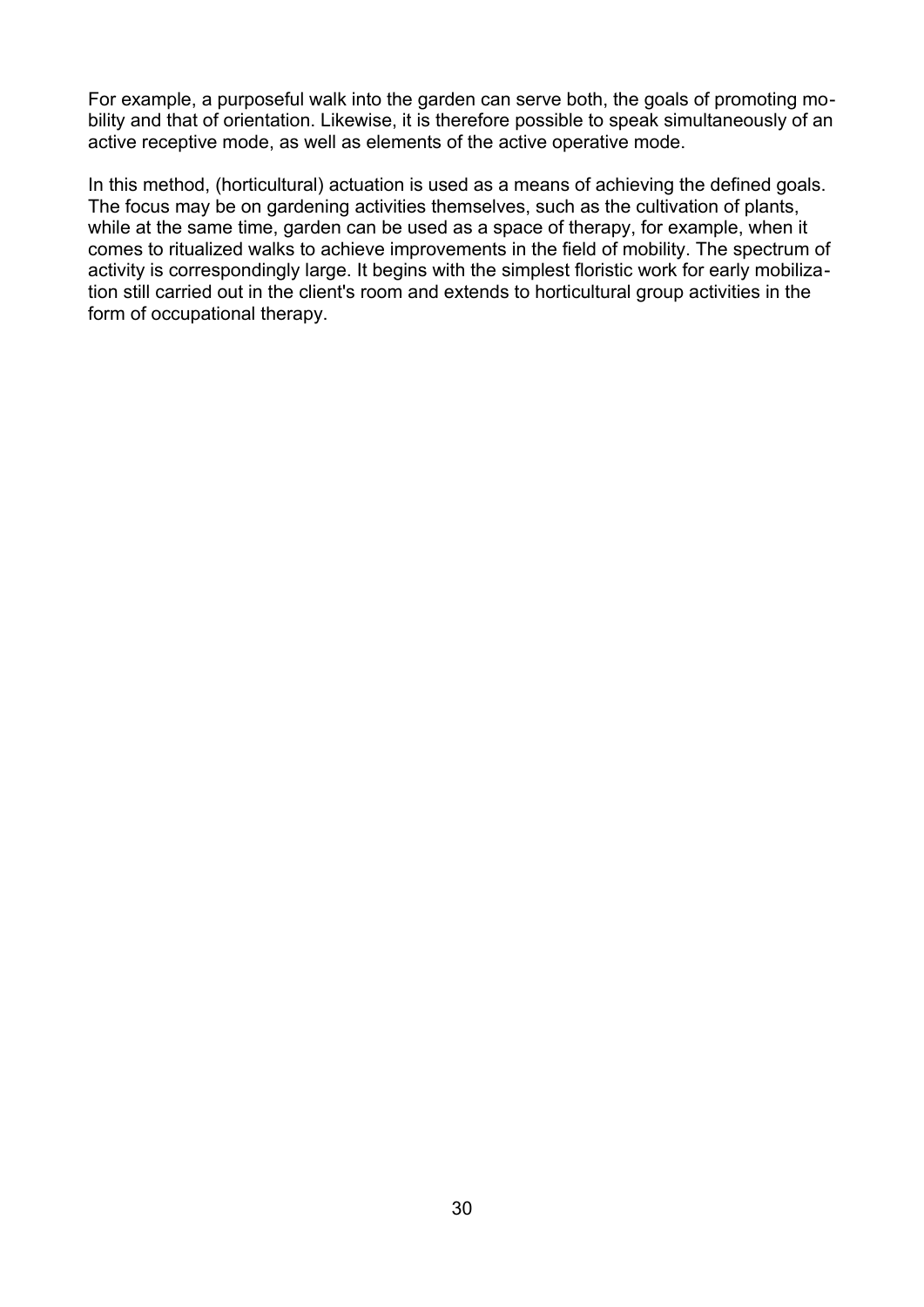For example, a purposeful walk into the garden can serve both, the goals of promoting mobility and that of orientation. Likewise, it is therefore possible to speak simultaneously of an active receptive mode, as well as elements of the active operative mode.

In this method, (horticultural) actuation is used as a means of achieving the defined goals. The focus may be on gardening activities themselves, such as the cultivation of plants, while at the same time, garden can be used as a space of therapy, for example, when it comes to ritualized walks to achieve improvements in the field of mobility. The spectrum of activity is correspondingly large. It begins with the simplest floristic work for early mobilization still carried out in the client's room and extends to horticultural group activities in the form of occupational therapy.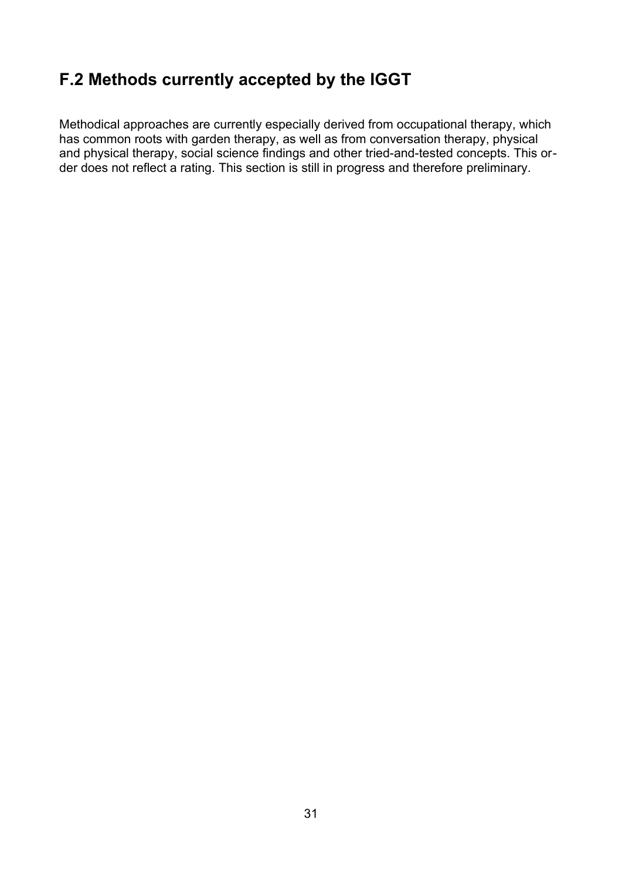## F.2 Methods currently accepted by the IGGT

Methodical approaches are currently especially derived from occupational therapy, which has common roots with garden therapy, as well as from conversation therapy, physical and physical therapy, social science findings and other tried-and-tested concepts. This order does not reflect a rating. This section is still in progress and therefore preliminary.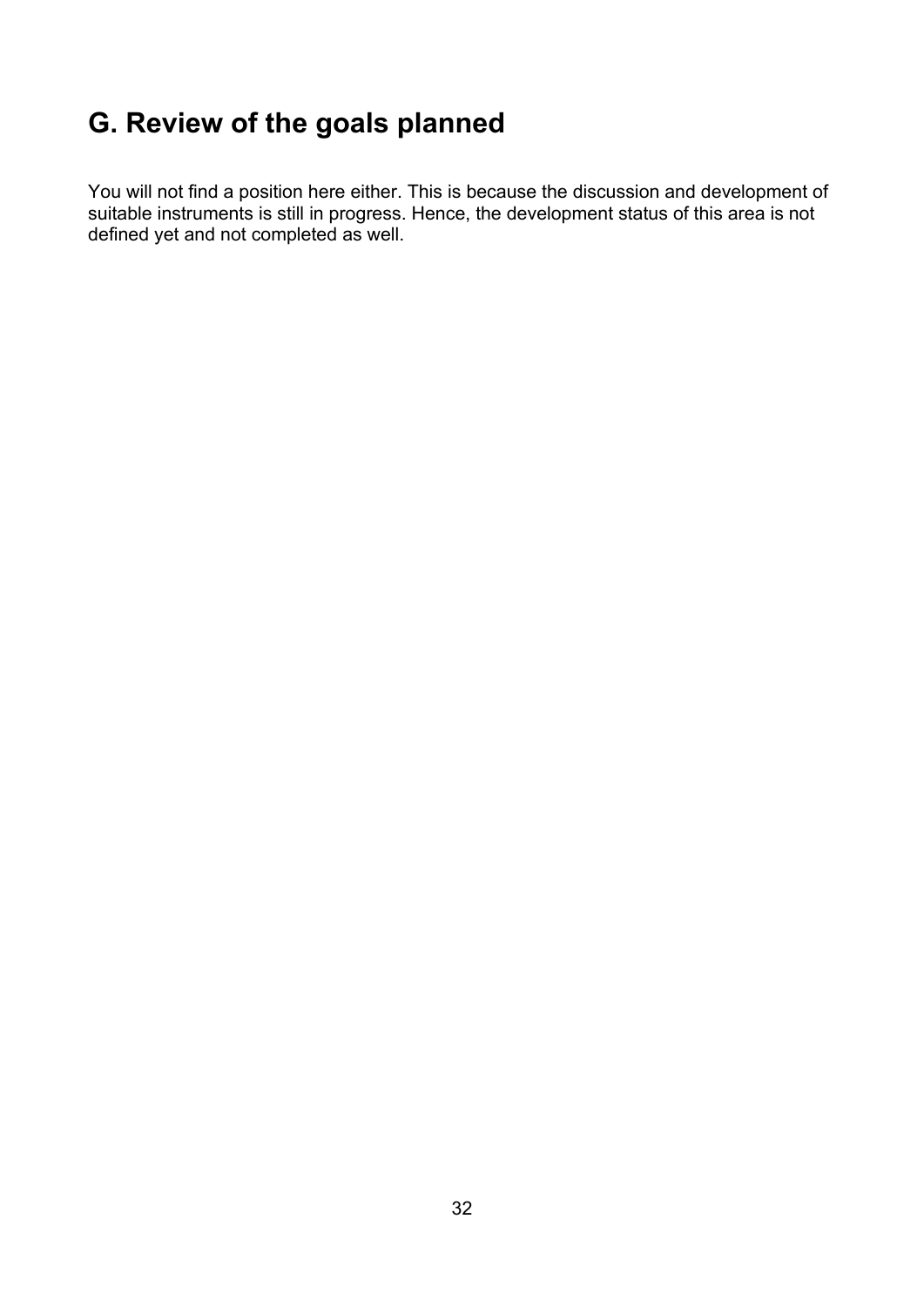# G. Review of the goals planned

You will not find a position here either. This is because the discussion and development of suitable instruments is still in progress. Hence, the development status of this area is not defined yet and not completed as well.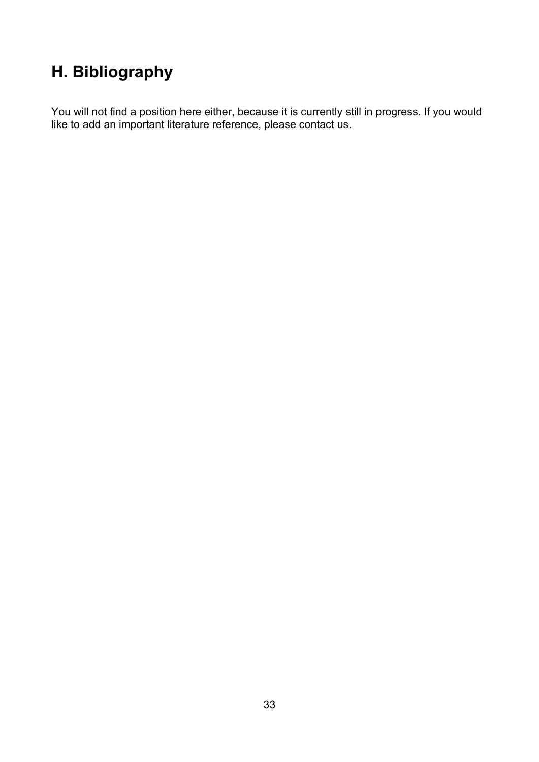# H. Bibliography

You will not find a position here either, because it is currently still in progress. If you would like to add an important literature reference, please contact us.